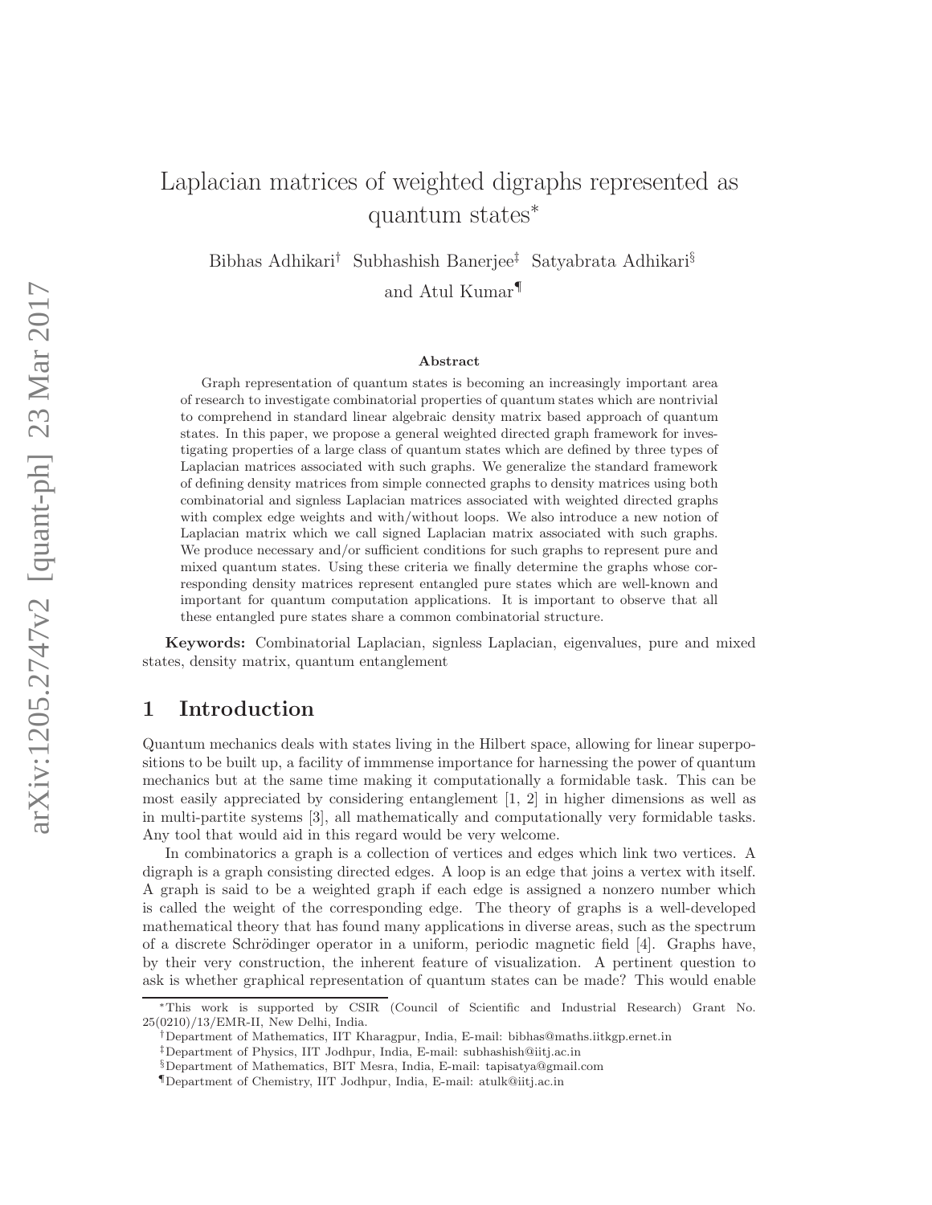# Laplacian matrices of weighted digraphs represented as quantum states*

Bibhas Adhikari[†] Subhashish Banerjee[‡] Satyabrata Adhikari[§] and Atul Kumar[¶]

### Abstract

Graph representation of quantum states is becoming an increasingly important area of research to investigate combinatorial properties of quantum states which are nontrivial to comprehend in standard linear algebraic density matrix based approach of quantum states. In this paper, we propose a general weighted directed graph framework for investigating properties of a large class of quantum states which are defined by three types of Laplacian matrices associated with such graphs. We generalize the standard framework of defining density matrices from simple connected graphs to density matrices using both combinatorial and signless Laplacian matrices associated with weighted directed graphs with complex edge weights and with/without loops. We also introduce a new notion of Laplacian matrix which we call signed Laplacian matrix associated with such graphs. We produce necessary and/or sufficient conditions for such graphs to represent pure and mixed quantum states. Using these criteria we finally determine the graphs whose corresponding density matrices represent entangled pure states which are well-known and important for quantum computation applications. It is important to observe that all these entangled pure states share a common combinatorial structure.

**Keywords:** Combinatorial Laplacian, signless Laplacian, eigenvalues, pure and mixed states, density matrix, quantum entanglement

## 1 Introduction

Quantum mechanics deals with states living in the Hilbert space, allowing for linear superpositions to be built up, a facility of immmense importance for harnessing the power of quantum mechanics but at the same time making it computationally a formidable task. This can be most easily appreciated by considering entanglement [1, 2] in higher dimensions as well as in multi-partite systems [3], all mathematically and computationally very formidable tasks. Any tool that would aid in this regard would be very welcome.

In combinatorics a graph is a collection of vertices and edges which link two vertices. A digraph is a graph consisting directed edges. A loop is an edge that joins a vertex with itself. A graph is said to be a weighted graph if each edge is assigned a nonzero number which is called the weight of the corresponding edge. The theory of graphs is a well-developed mathematical theory that has found many applications in diverse areas, such as the spectrum of a discrete Schrödinger operator in a uniform, periodic magnetic field [4]. Graphs have, by their very construction, the inherent feature of visualization. A pertinent question to ask is whether graphical representation of quantum states can be made? This would enable

---

*This work is supported by CSIR (Council of Scientific and Industrial Research) Grant No. 25(0210)/13/EMR-II, New Delhi, India.

[†]Department of Mathematics, IIT Kharagpur, India, E-mail: bibhas@maths.iitkgp.ernet.in

[‡]Department of Physics, IIT Jodhpur, India, E-mail: subhashish@iitj.ac.in

[§]Department of Mathematics, BIT Mesra, India, E-mail: tapisatya@gmail.com

[¶]Department of Chemistry, IIT Jodhpur, India, E-mail: atulk@iitj.ac.in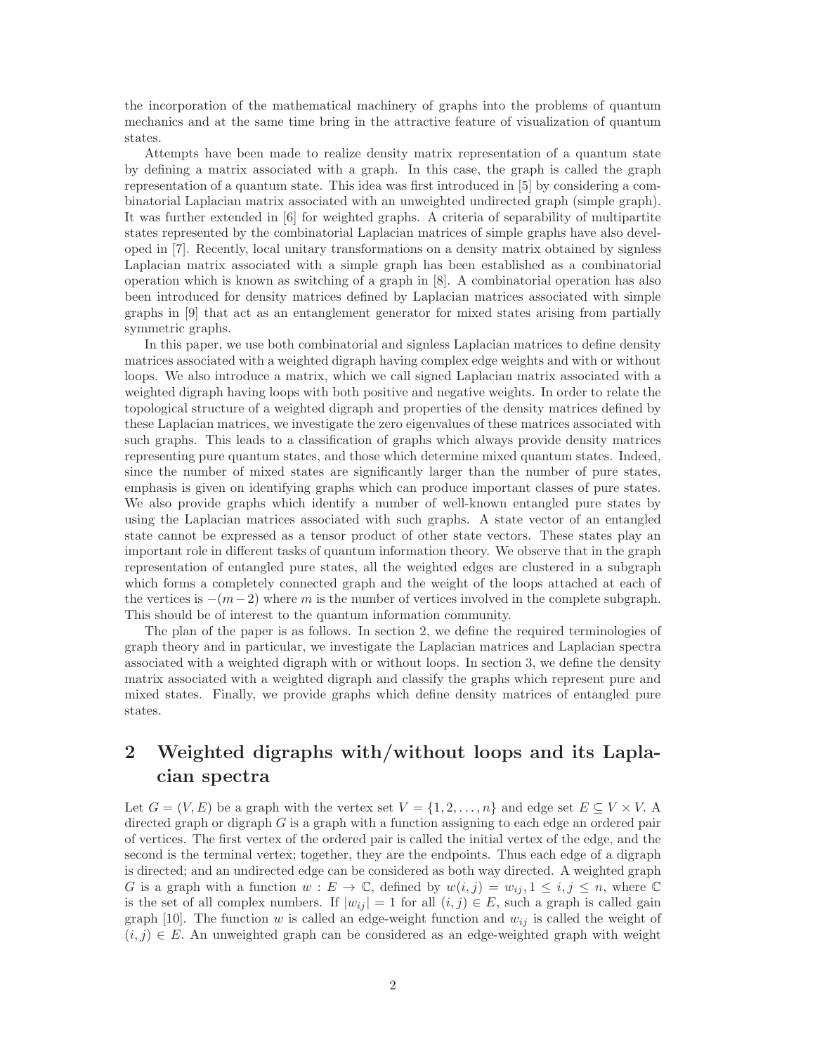the incorporation of the mathematical machinery of graphs into the problems of quantum mechanics and at the same time bring in the attractive feature of visualization of quantum states.

Attempts have been made to realize density matrix representation of a quantum state by defining a matrix associated with a graph. In this case, the graph is called the graph representation of a quantum state. This idea was first introduced in [5] by considering a combinatorial Laplacian matrix associated with an unweighted undirected graph (simple graph). It was further extended in [6] for weighted graphs. A criteria of separability of multipartite states represented by the combinatorial Laplacian matrices of simple graphs have also developed in [7]. Recently, local unitary transformations on a density matrix obtained by signless Laplacian matrix associated with a simple graph has been established as a combinatorial operation which is known as switching of a graph in [8]. A combinatorial operation has also been introduced for density matrices defined by Laplacian matrices associated with simple graphs in [9] that act as an entanglement generator for mixed states arising from partially symmetric graphs.

In this paper, we use both combinatorial and signless Laplacian matrices to define density matrices associated with a weighted digraph having complex edge weights and with or without loops. We also introduce a matrix, which we call signed Laplacian matrix associated with a weighted digraph having loops with both positive and negative weights. In order to relate the topological structure of a weighted digraph and properties of the density matrices defined by these Laplacian matrices, we investigate the zero eigenvalues of these matrices associated with such graphs. This leads to a classification of graphs which always provide density matrices representing pure quantum states, and those which determine mixed quantum states. Indeed, since the number of mixed states are significantly larger than the number of pure states, emphasis is given on identifying graphs which can produce important classes of pure states. We also provide graphs which identify a number of well-known entangled pure states by using the Laplacian matrices associated with such graphs. A state vector of an entangled state cannot be expressed as a tensor product of other state vectors. These states play an important role in different tasks of quantum information theory. We observe that in the graph representation of entangled pure states, all the weighted edges are clustered in a subgraph which forms a completely connected graph and the weight of the loops attached at each of the vertices is $-(m-2)$ where $m$ is the number of vertices involved in the complete subgraph. This should be of interest to the quantum information community.

The plan of the paper is as follows. In section 2, we define the required terminologies of graph theory and in particular, we investigate the Laplacian matrices and Laplacian spectra associated with a weighted digraph with or without loops. In section 3, we define the density matrix associated with a weighted digraph and classify the graphs which represent pure and mixed states. Finally, we provide graphs which define density matrices of entangled pure states.

## 2 Weighted digraphs with/without loops and its Laplacian spectra

Let $G = (V, E)$ be a graph with the vertex set $V = \{1, 2, \ldots, n\}$ and edge set $E \subseteq V \times V$. A directed graph or digraph $G$ is a graph with a function assigning to each edge an ordered pair of vertices. The first vertex of the ordered pair is called the initial vertex of the edge, and the second is the terminal vertex; together, they are the endpoints. Thus each edge of a digraph is directed; and an undirected edge can be considered as both way directed. A weighted graph $G$ is a graph with a function $w : E \to \mathbb{C}$, defined by $w(i, j) = w_{ij}, 1 \leq i, j \leq n$, where $\mathbb{C}$ is the set of all complex numbers. If $|w_{ij}| = 1$ for all $(i, j) \in E$, such a graph is called gain graph [10]. The function $w$ is called an edge-weight function and $w_{ij}$ is called the weight of $(i, j) \in E$. An unweighted graph can be considered as an edge-weighted graph with weight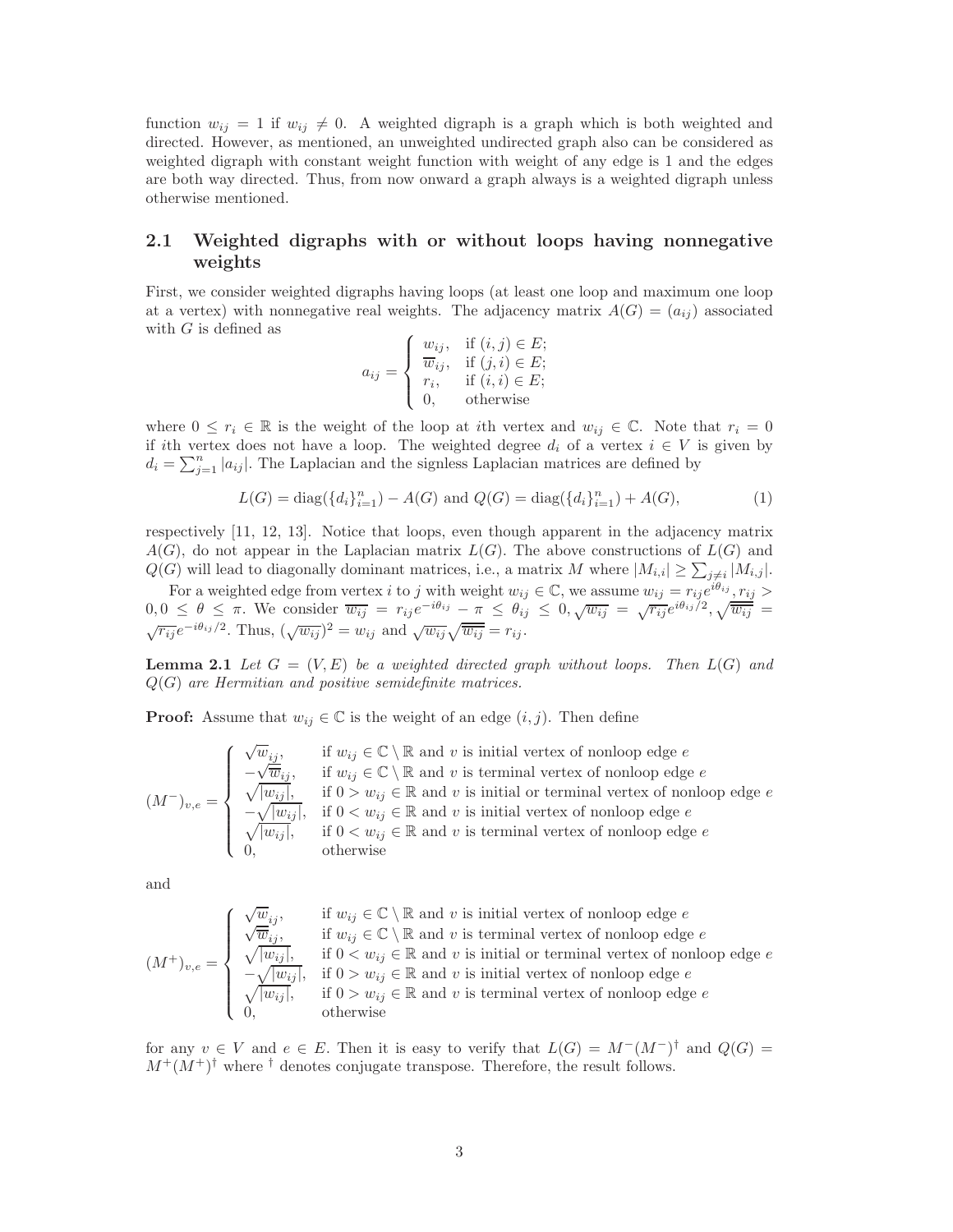function $w_{ij} = 1$ if $w_{ij} \neq 0$. A weighted digraph is a graph which is both weighted and directed. However, as mentioned, an unweighted undirected graph also can be considered as weighted digraph with constant weight function with weight of any edge is 1 and the edges are both way directed. Thus, from now onward a graph always is a weighted digraph unless otherwise mentioned.

## 2.1 Weighted digraphs with or without loops having nonnegative weights

First, we consider weighted digraphs having loops (at least one loop and maximum one loop at a vertex) with nonnegative real weights. The adjacency matrix $A(G) = (a_{ij})$ associated with $G$ is defined as

$$a_{ij} = \begin{cases} w_{ij}, & \text{if } (i,j) \in E; \\ \overline{w}_{ij}, & \text{if } (j,i) \in E; \\ r_i, & \text{if } (i,i) \in E; \\ 0, & \text{otherwise} \end{cases}$$

where $0 \leq r_i \in \mathbb{R}$ is the weight of the loop at $i$th vertex and $w_{ij} \in \mathbb{C}$. Note that $r_i = 0$ if $i$th vertex does not have a loop. The weighted degree $d_i$ of a vertex $i \in V$ is given by $d_i = \sum_{j=1}^{n} |a_{ij}|$. The Laplacian and the signless Laplacian matrices are defined by

$$L(G) = \text{diag}(\{d_i\}_{i=1}^n) - A(G) \text{ and } Q(G) = \text{diag}(\{d_i\}_{i=1}^n) + A(G), \tag{1}$$

respectively [11, 12, 13]. Notice that loops, even though apparent in the adjacency matrix $A(G)$, do not appear in the Laplacian matrix $L(G)$. The above constructions of $L(G)$ and $Q(G)$ will lead to diagonally dominant matrices, i.e., a matrix $M$ where $|M_{i,i}| \geq \sum_{j \neq i} |M_{i,j}|$.

For a weighted edge from vertex $i$ to $j$ with weight $w_{ij} \in \mathbb{C}$, we assume $w_{ij} = r_{ij}e^{i\theta_{ij}}, r_{ij} > 0, 0 \leq \theta \leq \pi$. We consider $\overline{w_{ij}} = r_{ij}e^{-i\theta_{ij}} - \pi \leq \theta_{ij} \leq 0, \sqrt{w_{ij}} = \sqrt{r_{ij}}e^{i\theta_{ij}/2}, \sqrt{\overline{w_{ij}}} = \sqrt{r_{ij}}e^{-i\theta_{ij}/2}$. Thus, $(\sqrt{w_{ij}})^2 = w_{ij}$ and $\sqrt{w_{ij}}\sqrt{\overline{w_{ij}}} = r_{ij}$.

**Lemma 2.1** *Let $G = (V, E)$ be a weighted directed graph without loops. Then $L(G)$ and $Q(G)$ are Hermitian and positive semidefinite matrices.*

**Proof:** Assume that $w_{ij} \in \mathbb{C}$ is the weight of an edge $(i,j)$. Then define

$$(M^-)_{v,e} = \begin{cases} \sqrt{w}_{ij}, & \text{if } w_{ij} \in \mathbb{C} \setminus \mathbb{R} \text{ and } v \text{ is initial vertex of nonloop edge } e \\ -\sqrt{\overline{w}}_{ij}, & \text{if } w_{ij} \in \mathbb{C} \setminus \mathbb{R} \text{ and } v \text{ is terminal vertex of nonloop edge } e \\ \sqrt{|w_{ij}|}, & \text{if } 0 > w_{ij} \in \mathbb{R} \text{ and } v \text{ is initial or terminal vertex of nonloop edge } e \\ -\sqrt{|w_{ij}|}, & \text{if } 0 < w_{ij} \in \mathbb{R} \text{ and } v \text{ is initial vertex of nonloop edge } e \\ \sqrt{|w_{ij}|}, & \text{if } 0 < w_{ij} \in \mathbb{R} \text{ and } v \text{ is terminal vertex of nonloop edge } e \\ 0, & \text{otherwise} \end{cases}$$

and

$$(M^+)_{v,e} = \begin{cases} \sqrt{w}_{ij}, & \text{if } w_{ij} \in \mathbb{C} \setminus \mathbb{R} \text{ and } v \text{ is initial vertex of nonloop edge } e \\ \sqrt{\overline{w}}_{ij}, & \text{if } w_{ij} \in \mathbb{C} \setminus \mathbb{R} \text{ and } v \text{ is terminal vertex of nonloop edge } e \\ \sqrt{|w_{ij}|}, & \text{if } 0 < w_{ij} \in \mathbb{R} \text{ and } v \text{ is initial or terminal vertex of nonloop edge } e \\ -\sqrt{|w_{ij}|}, & \text{if } 0 > w_{ij} \in \mathbb{R} \text{ and } v \text{ is initial vertex of nonloop edge } e \\ \sqrt{|w_{ij}|}, & \text{if } 0 > w_{ij} \in \mathbb{R} \text{ and } v \text{ is terminal vertex of nonloop edge } e \\ 0, & \text{otherwise} \end{cases}$$

for any $v \in V$ and $e \in E$. Then it is easy to verify that $L(G) = M^-(M^-)^\dagger$ and $Q(G) = M^+(M^+)^\dagger$ where $^\dagger$ denotes conjugate transpose. Therefore, the result follows.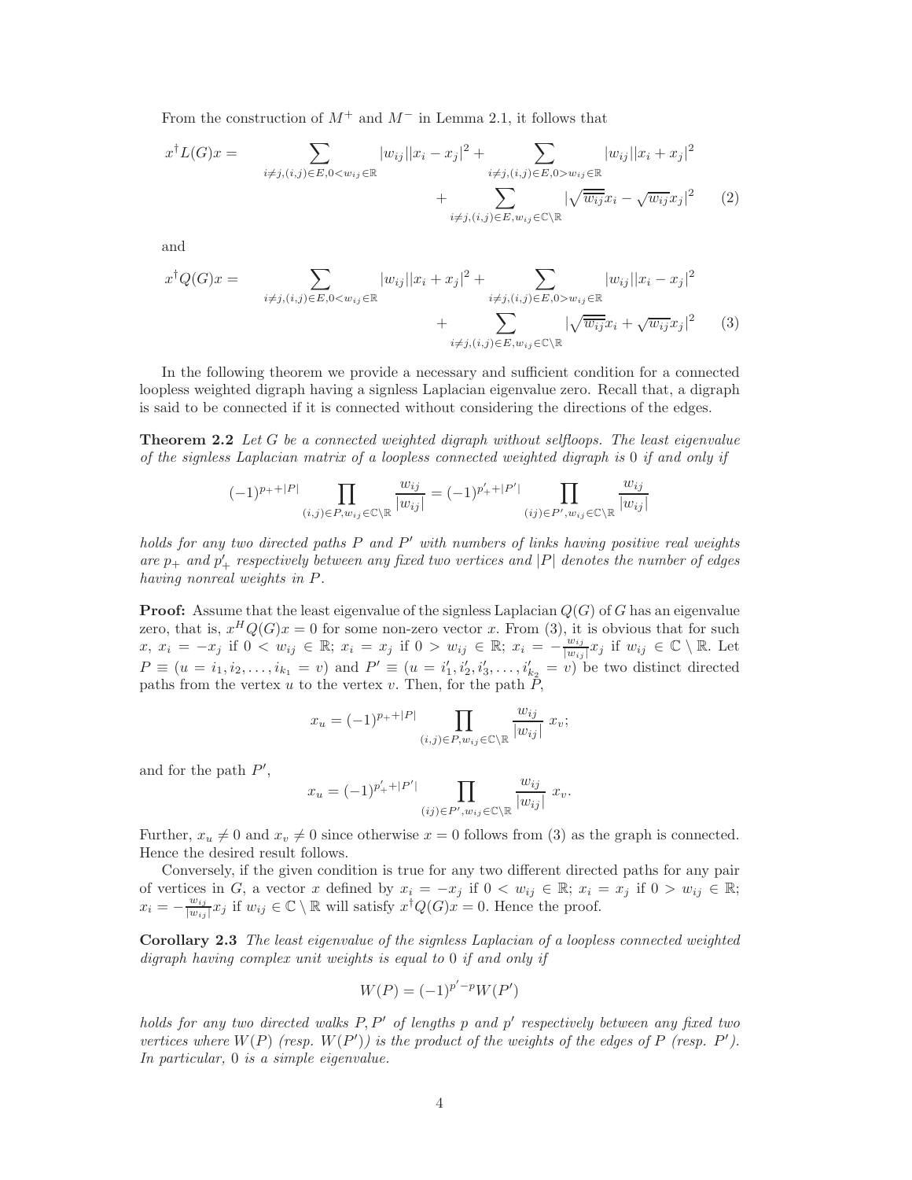From the construction of $M^+$ and $M^-$ in Lemma 2.1, it follows that

$$x^\dagger L(G)x = \sum_{i\neq j,(i,j)\in E, 0<w_{ij}\in\mathbb{R}} |w_{ij}||x_i - x_j|^2 + \sum_{i\neq j,(i,j)\in E, 0>w_{ij}\in\mathbb{R}} |w_{ij}||x_i + x_j|^2 + \sum_{i\neq j,(i,j)\in E, w_{ij}\in\mathbb{C}\setminus\mathbb{R}} |\sqrt{\overline{w_{ij}}}x_i - \sqrt{w_{ij}}x_j|^2 \qquad (2)$$

and

$$x^\dagger Q(G)x = \sum_{i\neq j,(i,j)\in E, 0<w_{ij}\in\mathbb{R}} |w_{ij}||x_i + x_j|^2 + \sum_{i\neq j,(i,j)\in E, 0>w_{ij}\in\mathbb{R}} |w_{ij}||x_i - x_j|^2 + \sum_{i\neq j,(i,j)\in E, w_{ij}\in\mathbb{C}\setminus\mathbb{R}} |\sqrt{\overline{w_{ij}}}x_i + \sqrt{w_{ij}}x_j|^2 \qquad (3)$$

In the following theorem we provide a necessary and sufficient condition for a connected loopless weighted digraph having a signless Laplacian eigenvalue zero. Recall that, a digraph is said to be connected if it is connected without considering the directions of the edges.

**Theorem 2.2** *Let $G$ be a connected weighted digraph without selfloops. The least eigenvalue of the signless Laplacian matrix of a loopless connected weighted digraph is 0 if and only if*

$$(-1)^{p_+ + |P|} \prod_{(i,j)\in P, w_{ij}\in\mathbb{C}\setminus\mathbb{R}} \frac{w_{ij}}{|w_{ij}|} = (-1)^{p'_+ + |P'|} \prod_{(ij)\in P', w_{ij}\in\mathbb{C}\setminus\mathbb{R}} \frac{w_{ij}}{|w_{ij}|}$$

*holds for any two directed paths $P$ and $P'$ with numbers of links having positive real weights are $p_+$ and $p'_+$ respectively between any fixed two vertices and $|P|$ denotes the number of edges having nonreal weights in $P$.*

**Proof:** Assume that the least eigenvalue of the signless Laplacian $Q(G)$ of $G$ has an eigenvalue zero, that is, $x^H Q(G)x = 0$ for some non-zero vector $x$. From (3), it is obvious that for such $x$, $x_i = -x_j$ if $0 < w_{ij} \in \mathbb{R}$; $x_i = x_j$ if $0 > w_{ij} \in \mathbb{R}$; $x_i = -\frac{w_{ij}}{|w_{ij}|}x_j$ if $w_{ij} \in \mathbb{C}\setminus\mathbb{R}$. Let $P \equiv (u = i_1, i_2, \dots, i_{k_1} = v)$ and $P' \equiv (u = i'_1, i'_2, i'_3, \dots, i'_{k_2} = v)$ be two distinct directed paths from the vertex $u$ to the vertex $v$. Then, for the path $P$,

$$x_u = (-1)^{p_+ + |P|} \prod_{(i,j)\in P, w_{ij}\in\mathbb{C}\setminus\mathbb{R}} \frac{w_{ij}}{|w_{ij}|}\ x_v;$$

and for the path $P'$,

$$x_u = (-1)^{p'_+ + |P'|} \prod_{(ij)\in P', w_{ij}\in\mathbb{C}\setminus\mathbb{R}} \frac{w_{ij}}{|w_{ij}|}\ x_v.$$

Further, $x_u \neq 0$ and $x_v \neq 0$ since otherwise $x = 0$ follows from (3) as the graph is connected. Hence the desired result follows.

Conversely, if the given condition is true for any two different directed paths for any pair of vertices in $G$, a vector $x$ defined by $x_i = -x_j$ if $0 < w_{ij} \in \mathbb{R}$; $x_i = x_j$ if $0 > w_{ij} \in \mathbb{R}$; $x_i = -\frac{w_{ij}}{|w_{ij}|}x_j$ if $w_{ij} \in \mathbb{C}\setminus\mathbb{R}$ will satisfy $x^\dagger Q(G)x = 0$. Hence the proof.

**Corollary 2.3** *The least eigenvalue of the signless Laplacian of a loopless connected weighted digraph having complex unit weights is equal to 0 if and only if*

$$W(P) = (-1)^{p'-p} W(P')$$

*holds for any two directed walks $P, P'$ of lengths $p$ and $p'$ respectively between any fixed two vertices where $W(P)$ (resp. $W(P')$) is the product of the weights of the edges of $P$ (resp. $P'$). In particular, 0 is a simple eigenvalue.*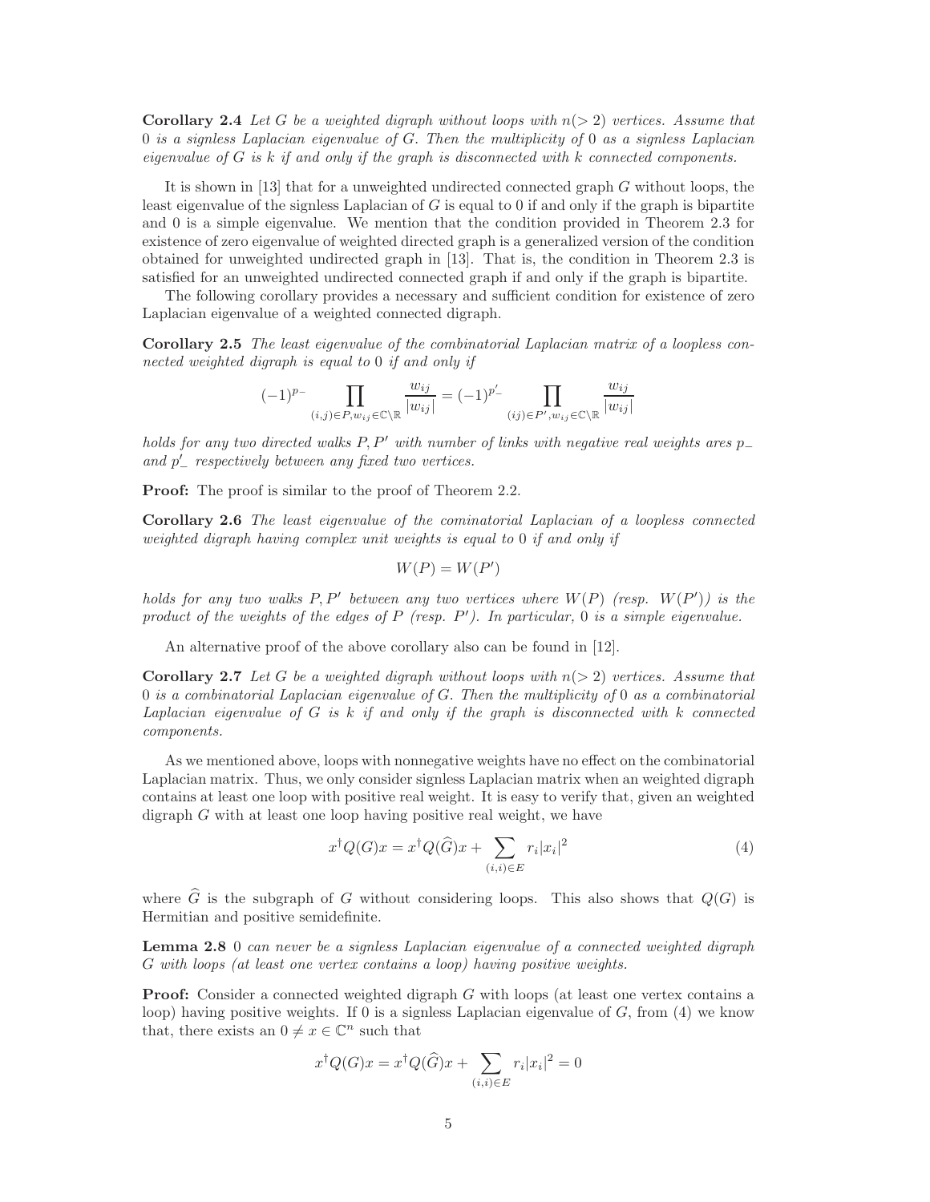**Corollary 2.4** *Let $G$ be a weighted digraph without loops with $n(>2)$ vertices. Assume that 0 is a signless Laplacian eigenvalue of $G$. Then the multiplicity of 0 as a signless Laplacian eigenvalue of $G$ is $k$ if and only if the graph is disconnected with $k$ connected components.*

It is shown in [13] that for a unweighted undirected connected graph $G$ without loops, the least eigenvalue of the signless Laplacian of $G$ is equal to 0 if and only if the graph is bipartite and 0 is a simple eigenvalue. We mention that the condition provided in Theorem 2.3 for existence of zero eigenvalue of weighted directed graph is a generalized version of the condition obtained for unweighted undirected graph in [13]. That is, the condition in Theorem 2.3 is satisfied for an unweighted undirected connected graph if and only if the graph is bipartite.

The following corollary provides a necessary and sufficient condition for existence of zero Laplacian eigenvalue of a weighted connected digraph.

**Corollary 2.5** *The least eigenvalue of the combinatorial Laplacian matrix of a loopless connected weighted digraph is equal to 0 if and only if*

$$(-1)^{p_-} \prod_{(i,j)\in P, w_{ij}\in\mathbb{C}\setminus\mathbb{R}} \frac{w_{ij}}{|w_{ij}|} = (-1)^{p'_-} \prod_{(ij)\in P', w_{ij}\in\mathbb{C}\setminus\mathbb{R}} \frac{w_{ij}}{|w_{ij}|}$$

*holds for any two directed walks $P, P'$ with number of links with negative real weights ares $p_-$ and $p'_-$ respectively between any fixed two vertices.*

**Proof:** The proof is similar to the proof of Theorem 2.2.

**Corollary 2.6** *The least eigenvalue of the cominatorial Laplacian of a loopless connected weighted digraph having complex unit weights is equal to 0 if and only if*

$$W(P) = W(P')$$

*holds for any two walks $P, P'$ between any two vertices where $W(P)$ (resp. $W(P')$) is the product of the weights of the edges of $P$ (resp. $P'$). In particular, 0 is a simple eigenvalue.*

An alternative proof of the above corollary also can be found in [12].

**Corollary 2.7** *Let $G$ be a weighted digraph without loops with $n(>2)$ vertices. Assume that 0 is a combinatorial Laplacian eigenvalue of $G$. Then the multiplicity of 0 as a combinatorial Laplacian eigenvalue of $G$ is $k$ if and only if the graph is disconnected with $k$ connected components.*

As we mentioned above, loops with nonnegative weights have no effect on the combinatorial Laplacian matrix. Thus, we only consider signless Laplacian matrix when an weighted digraph contains at least one loop with positive real weight. It is easy to verify that, given an weighted digraph $G$ with at least one loop having positive real weight, we have

$$x^\dagger Q(G)x = x^\dagger Q(\widehat{G})x + \sum_{(i,i)\in E} r_i|x_i|^2 \tag{4}$$

where $\widehat{G}$ is the subgraph of $G$ without considering loops. This also shows that $Q(G)$ is Hermitian and positive semidefinite.

**Lemma 2.8** *0 can never be a signless Laplacian eigenvalue of a connected weighted digraph $G$ with loops (at least one vertex contains a loop) having positive weights.*

**Proof:** Consider a connected weighted digraph $G$ with loops (at least one vertex contains a loop) having positive weights. If 0 is a signless Laplacian eigenvalue of $G$, from (4) we know that, there exists an $0 \neq x \in \mathbb{C}^n$ such that

$$x^\dagger Q(G)x = x^\dagger Q(\widehat{G})x + \sum_{(i,i)\in E} r_i|x_i|^2 = 0$$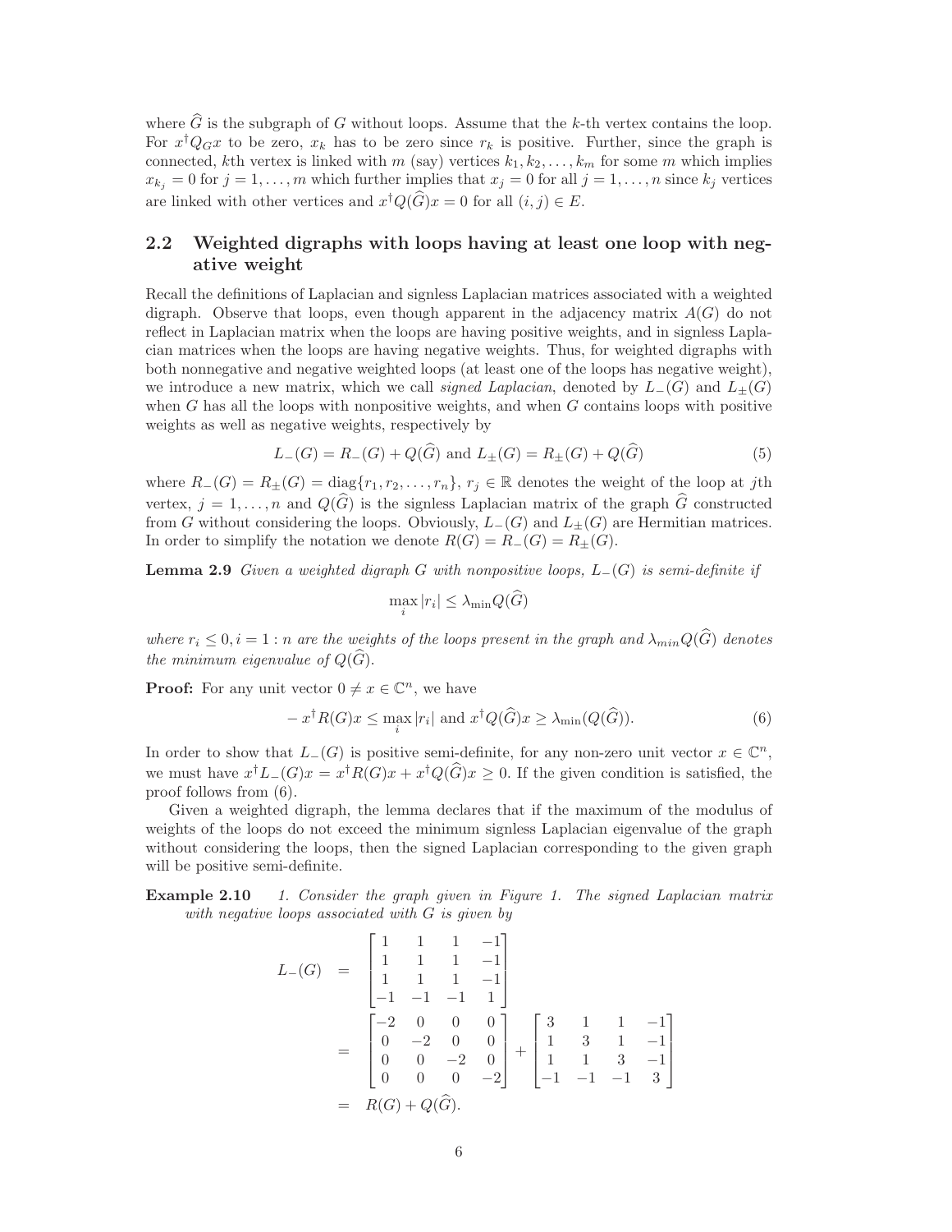where $\widehat{G}$ is the subgraph of $G$ without loops. Assume that the $k$-th vertex contains the loop. For $x^\dagger Q_G x$ to be zero, $x_k$ has to be zero since $r_k$ is positive. Further, since the graph is connected, $k$th vertex is linked with $m$ (say) vertices $k_1, k_2, \ldots, k_m$ for some $m$ which implies $x_{k_j} = 0$ for $j = 1, \ldots, m$ which further implies that $x_j = 0$ for all $j = 1, \ldots, n$ since $k_j$ vertices are linked with other vertices and $x^\dagger Q(\widehat{G})x = 0$ for all $(i, j) \in E$.

## 2.2 Weighted digraphs with loops having at least one loop with negative weight

Recall the definitions of Laplacian and signless Laplacian matrices associated with a weighted digraph. Observe that loops, even though apparent in the adjacency matrix $A(G)$ do not reflect in Laplacian matrix when the loops are having positive weights, and in signless Laplacian matrices when the loops are having negative weights. Thus, for weighted digraphs with both nonnegative and negative weighted loops (at least one of the loops has negative weight), we introduce a new matrix, which we call *signed Laplacian*, denoted by $L_-(G)$ and $L_\pm(G)$ when $G$ has all the loops with nonpositive weights, and when $G$ contains loops with positive weights as well as negative weights, respectively by

$$L_-(G) = R_-(G) + Q(\widehat{G}) \text{ and } L_\pm(G) = R_\pm(G) + Q(\widehat{G}) \tag{5}$$

where $R_-(G) = R_\pm(G) = \text{diag}\{r_1, r_2, \ldots, r_n\}$, $r_j \in \mathbb{R}$ denotes the weight of the loop at $j$th vertex, $j = 1, \ldots, n$ and $Q(\widehat{G})$ is the signless Laplacian matrix of the graph $\widehat{G}$ constructed from $G$ without considering the loops. Obviously, $L_-(G)$ and $L_\pm(G)$ are Hermitian matrices. In order to simplify the notation we denote $R(G) = R_-(G) = R_\pm(G)$.

**Lemma 2.9** *Given a weighted digraph $G$ with nonpositive loops, $L_-(G)$ is semi-definite if*

$$\max_i |r_i| \le \lambda_{\min} Q(\widehat{G})$$

*where $r_i \le 0, i = 1 : n$ are the weights of the loops present in the graph and $\lambda_{min} Q(\widehat{G})$ denotes the minimum eigenvalue of $Q(\widehat{G})$.*

**Proof:** For any unit vector $0 \ne x \in \mathbb{C}^n$, we have

$$-x^\dagger R(G)x \le \max_i |r_i| \text{ and } x^\dagger Q(\widehat{G})x \ge \lambda_{\min}(Q(\widehat{G})). \tag{6}$$

In order to show that $L_-(G)$ is positive semi-definite, for any non-zero unit vector $x \in \mathbb{C}^n$, we must have $x^\dagger L_-(G)x = x^\dagger R(G)x + x^\dagger Q(\widehat{G})x \ge 0$. If the given condition is satisfied, the proof follows from (6).

Given a weighted digraph, the lemma declares that if the maximum of the modulus of weights of the loops do not exceed the minimum signless Laplacian eigenvalue of the graph without considering the loops, then the signed Laplacian corresponding to the given graph will be positive semi-definite.

**Example 2.10** *1. Consider the graph given in Figure 1. The signed Laplacian matrix with negative loops associated with $G$ is given by*

$$\begin{aligned} L_-(G) &= \begin{bmatrix} 1 & 1 & 1 & -1 \\ 1 & 1 & 1 & -1 \\ 1 & 1 & 1 & -1 \\ -1 & -1 & -1 & 1 \end{bmatrix} \\ &= \begin{bmatrix} -2 & 0 & 0 & 0 \\ 0 & -2 & 0 & 0 \\ 0 & 0 & -2 & 0 \\ 0 & 0 & 0 & -2 \end{bmatrix} + \begin{bmatrix} 3 & 1 & 1 & -1 \\ 1 & 3 & 1 & -1 \\ 1 & 1 & 3 & -1 \\ -1 & -1 & -1 & 3 \end{bmatrix} \\ &= R(G) + Q(\widehat{G}). \end{aligned}$$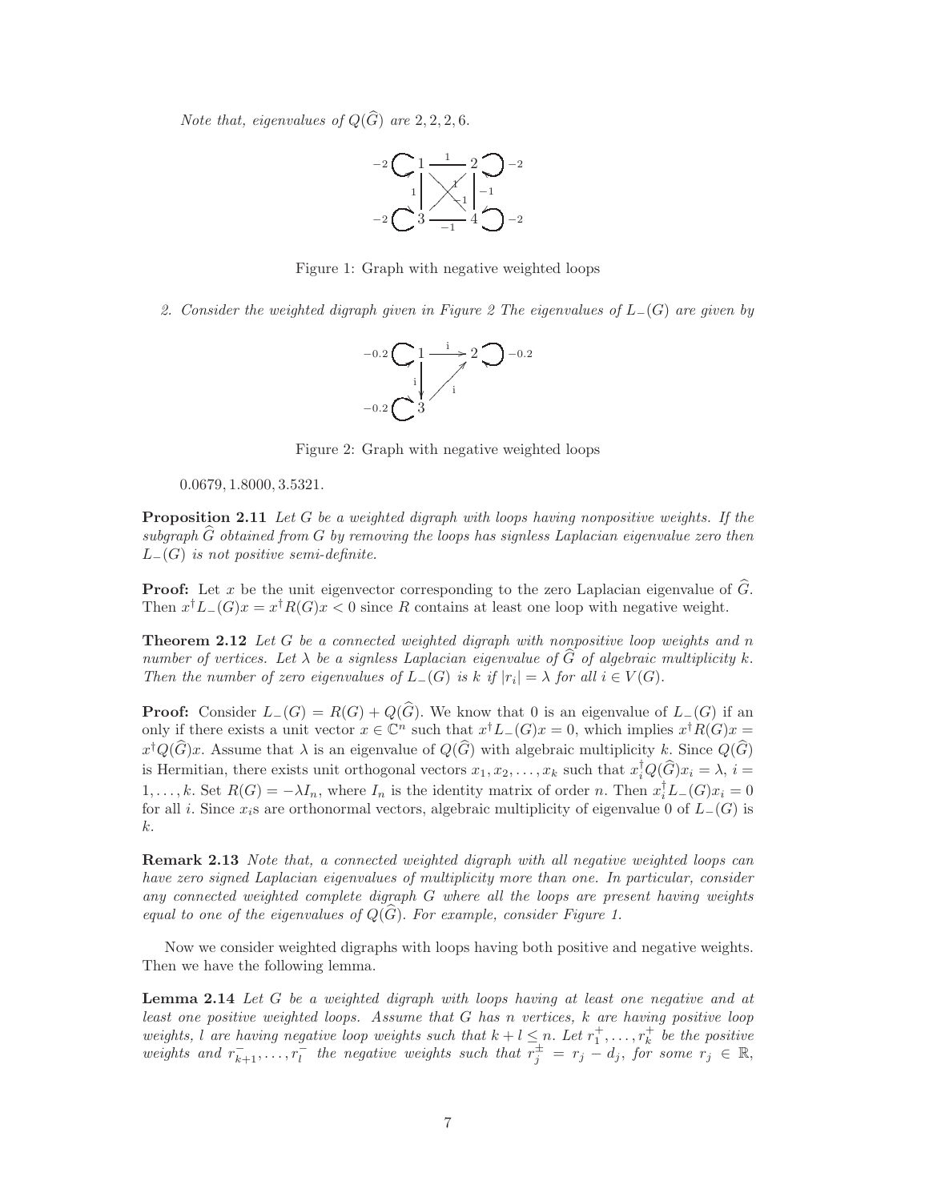*Note that, eigenvalues of $Q(\widehat{G})$ are $2, 2, 2, 6$.*

Figure 1: Graph with negative weighted loops

*2. Consider the weighted digraph given in Figure 2 The eigenvalues of $L_-(G)$ are given by*

Figure 2: Graph with negative weighted loops

$0.0679, 1.8000, 3.5321.$

**Proposition 2.11** *Let $G$ be a weighted digraph with loops having nonpositive weights. If the subgraph $\widehat{G}$ obtained from $G$ by removing the loops has signless Laplacian eigenvalue zero then $L_-(G)$ is not positive semi-definite.*

**Proof:** Let $x$ be the unit eigenvector corresponding to the zero Laplacian eigenvalue of $\widehat{G}$. Then $x^\dagger L_-(G)x = x^\dagger R(G)x < 0$ since $R$ contains at least one loop with negative weight.

**Theorem 2.12** *Let $G$ be a connected weighted digraph with nonpositive loop weights and $n$ number of vertices. Let $\lambda$ be a signless Laplacian eigenvalue of $\widehat{G}$ of algebraic multiplicity $k$. Then the number of zero eigenvalues of $L_-(G)$ is $k$ if $|r_i| = \lambda$ for all $i \in V(G)$.*

**Proof:** Consider $L_-(G) = R(G) + Q(\widehat{G})$. We know that 0 is an eigenvalue of $L_-(G)$ if an only if there exists a unit vector $x \in \mathbb{C}^n$ such that $x^\dagger L_-(G)x = 0$, which implies $x^\dagger R(G)x = x^\dagger Q(\widehat{G})x$. Assume that $\lambda$ is an eigenvalue of $Q(\widehat{G})$ with algebraic multiplicity $k$. Since $Q(\widehat{G})$ is Hermitian, there exists unit orthogonal vectors $x_1, x_2, \ldots, x_k$ such that $x_i^\dagger Q(\widehat{G})x_i = \lambda$, $i = 1, \ldots, k$. Set $R(G) = -\lambda I_n$, where $I_n$ is the identity matrix of order $n$. Then $x_i^\dagger L_-(G)x_i = 0$ for all $i$. Since $x_i$s are orthonormal vectors, algebraic multiplicity of eigenvalue 0 of $L_-(G)$ is $k$.

**Remark 2.13** *Note that, a connected weighted digraph with all negative weighted loops can have zero signed Laplacian eigenvalues of multiplicity more than one. In particular, consider any connected weighted complete digraph $G$ where all the loops are present having weights equal to one of the eigenvalues of $Q(\widehat{G})$. For example, consider Figure 1.*

Now we consider weighted digraphs with loops having both positive and negative weights. Then we have the following lemma.

**Lemma 2.14** *Let $G$ be a weighted digraph with loops having at least one negative and at least one positive weighted loops. Assume that $G$ has $n$ vertices, $k$ are having positive loop weights, $l$ are having negative loop weights such that $k + l \leq n$. Let $r_1^+, \ldots, r_k^+$ be the positive weights and $r_{k+1}^-, \ldots, r_l^-$ the negative weights such that $r_j^\pm = r_j - d_j$, for some $r_j \in \mathbb{R}$,*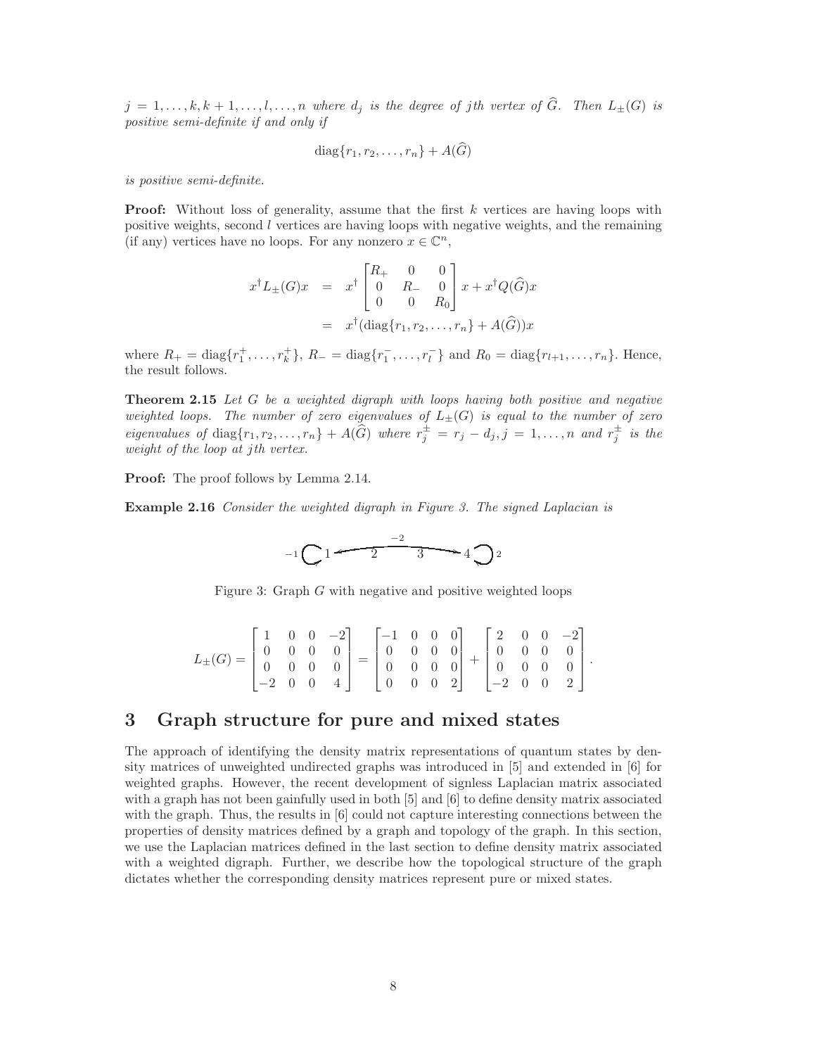$j = 1, \ldots, k, k+1, \ldots, l, \ldots, n$ *where* $d_j$ *is the degree of* $j$*th vertex of* $\widehat{G}$. *Then* $L_{\pm}(G)$ *is positive semi-definite if and only if*

$$\text{diag}\{r_1, r_2, \ldots, r_n\} + A(\widehat{G})$$

*is positive semi-definite.*

**Proof:** Without loss of generality, assume that the first $k$ vertices are having loops with positive weights, second $l$ vertices are having loops with negative weights, and the remaining (if any) vertices have no loops. For any nonzero $x \in \mathbb{C}^n$,

$$\begin{aligned} x^{\dagger} L_{\pm}(G) x &= x^{\dagger} \begin{bmatrix} R_+ & 0 & 0 \\ 0 & R_- & 0 \\ 0 & 0 & R_0 \end{bmatrix} x + x^{\dagger} Q(\widehat{G}) x \\ &= x^{\dagger}(\text{diag}\{r_1, r_2, \ldots, r_n\} + A(\widehat{G}))x \end{aligned}$$

where $R_+ = \text{diag}\{r_1^+, \ldots, r_k^+\}$, $R_- = \text{diag}\{r_1^-, \ldots, r_l^-\}$ and $R_0 = \text{diag}\{r_{l+1}, \ldots, r_n\}$. Hence, the result follows.

**Theorem 2.15** *Let* $G$ *be a weighted digraph with loops having both positive and negative weighted loops. The number of zero eigenvalues of* $L_{\pm}(G)$ *is equal to the number of zero eigenvalues of* $\text{diag}\{r_1, r_2, \ldots, r_n\} + A(\widehat{G})$ *where* $r_j^{\pm} = r_j - d_j, j = 1, \ldots, n$ *and* $r_j^{\pm}$ *is the weight of the loop at* $j$*th vertex.*

**Proof:** The proof follows by Lemma 2.14.

**Example 2.16** *Consider the weighted digraph in Figure 3. The signed Laplacian is*

Figure 3: Graph $G$ with negative and positive weighted loops

$$L_{\pm}(G) = \begin{bmatrix} 1 & 0 & 0 & -2 \\ 0 & 0 & 0 & 0 \\ 0 & 0 & 0 & 0 \\ -2 & 0 & 0 & 4 \end{bmatrix} = \begin{bmatrix} -1 & 0 & 0 & 0 \\ 0 & 0 & 0 & 0 \\ 0 & 0 & 0 & 0 \\ 0 & 0 & 0 & 2 \end{bmatrix} + \begin{bmatrix} 2 & 0 & 0 & -2 \\ 0 & 0 & 0 & 0 \\ 0 & 0 & 0 & 0 \\ -2 & 0 & 0 & 2 \end{bmatrix}.$$

# 3 Graph structure for pure and mixed states

The approach of identifying the density matrix representations of quantum states by density matrices of unweighted undirected graphs was introduced in [5] and extended in [6] for weighted graphs. However, the recent development of signless Laplacian matrix associated with a graph has not been gainfully used in both [5] and [6] to define density matrix associated with the graph. Thus, the results in [6] could not capture interesting connections between the properties of density matrices defined by a graph and topology of the graph. In this section, we use the Laplacian matrices defined in the last section to define density matrix associated with a weighted digraph. Further, we describe how the topological structure of the graph dictates whether the corresponding density matrices represent pure or mixed states.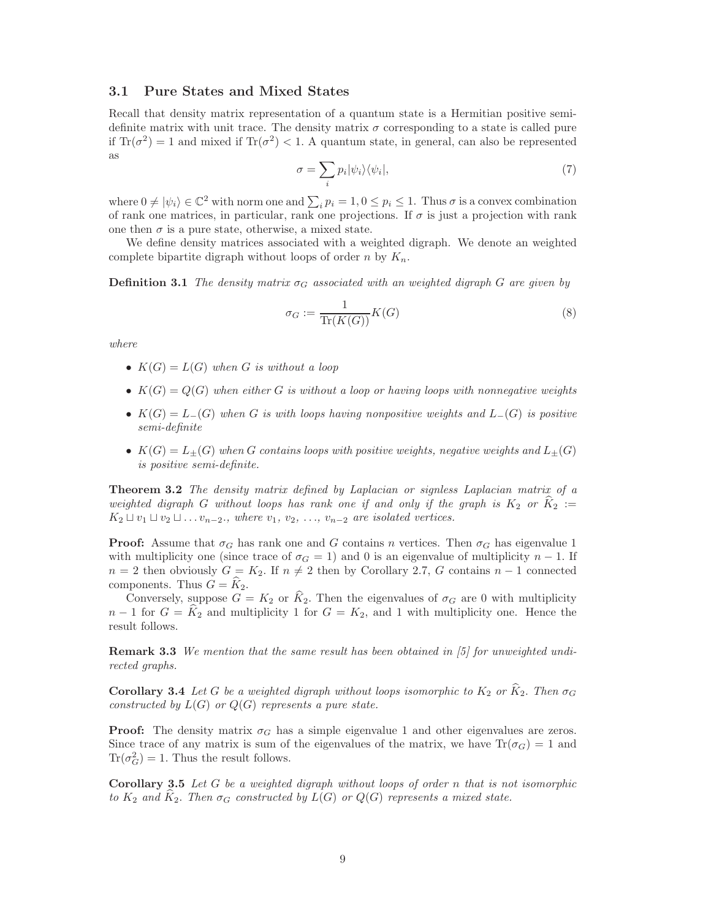### 3.1 Pure States and Mixed States

Recall that density matrix representation of a quantum state is a Hermitian positive semi-definite matrix with unit trace. The density matrix $\sigma$ corresponding to a state is called pure if $\text{Tr}(\sigma^2) = 1$ and mixed if $\text{Tr}(\sigma^2) < 1$. A quantum state, in general, can also be represented as

$$\sigma = \sum_i p_i |\psi_i\rangle\langle\psi_i|, \tag{7}$$

where $0 \neq |\psi_i\rangle \in \mathbb{C}^2$ with norm one and $\sum_i p_i = 1, 0 \leq p_i \leq 1$. Thus $\sigma$ is a convex combination of rank one matrices, in particular, rank one projections. If $\sigma$ is just a projection with rank one then $\sigma$ is a pure state, otherwise, a mixed state.

We define density matrices associated with a weighted digraph. We denote an weighted complete bipartite digraph without loops of order $n$ by $K_n$.

**Definition 3.1** *The density matrix $\sigma_G$ associated with an weighted digraph $G$ are given by*

$$\sigma_G := \frac{1}{\text{Tr}(K(G))} K(G) \tag{8}$$

*where*

- *$K(G) = L(G)$ when $G$ is without a loop*
- *$K(G) = Q(G)$ when either $G$ is without a loop or having loops with nonnegative weights*
- *$K(G) = L_-(G)$ when $G$ is with loops having nonpositive weights and $L_-(G)$ is positive semi-definite*
- *$K(G) = L_\pm(G)$ when $G$ contains loops with positive weights, negative weights and $L_\pm(G)$ is positive semi-definite.*

**Theorem 3.2** *The density matrix defined by Laplacian or signless Laplacian matrix of a weighted digraph $G$ without loops has rank one if and only if the graph is $K_2$ or $\widehat{K}_2 := K_2 \sqcup v_1 \sqcup v_2 \sqcup \ldots v_{n-2}$., where $v_1, v_2, \ldots, v_{n-2}$ are isolated vertices.*

**Proof:** Assume that $\sigma_G$ has rank one and $G$ contains $n$ vertices. Then $\sigma_G$ has eigenvalue 1 with multiplicity one (since trace of $\sigma_G = 1$) and 0 is an eigenvalue of multiplicity $n-1$. If $n = 2$ then obviously $G = K_2$. If $n \neq 2$ then by Corollary 2.7, $G$ contains $n-1$ connected components. Thus $G = \widehat{K}_2$.

Conversely, suppose $G = K_2$ or $\widehat{K}_2$. Then the eigenvalues of $\sigma_G$ are 0 with multiplicity $n-1$ for $G = \widehat{K}_2$ and multiplicity 1 for $G = K_2$, and 1 with multiplicity one. Hence the result follows.

**Remark 3.3** *We mention that the same result has been obtained in [5] for unweighted undirected graphs.*

**Corollary 3.4** *Let $G$ be a weighted digraph without loops isomorphic to $K_2$ or $\widehat{K}_2$. Then $\sigma_G$ constructed by $L(G)$ or $Q(G)$ represents a pure state.*

**Proof:** The density matrix $\sigma_G$ has a simple eigenvalue 1 and other eigenvalues are zeros. Since trace of any matrix is sum of the eigenvalues of the matrix, we have $\text{Tr}(\sigma_G) = 1$ and $\text{Tr}(\sigma_G^2) = 1$. Thus the result follows.

**Corollary 3.5** *Let $G$ be a weighted digraph without loops of order $n$ that is not isomorphic to $K_2$ and $\widehat{K}_2$. Then $\sigma_G$ constructed by $L(G)$ or $Q(G)$ represents a mixed state.*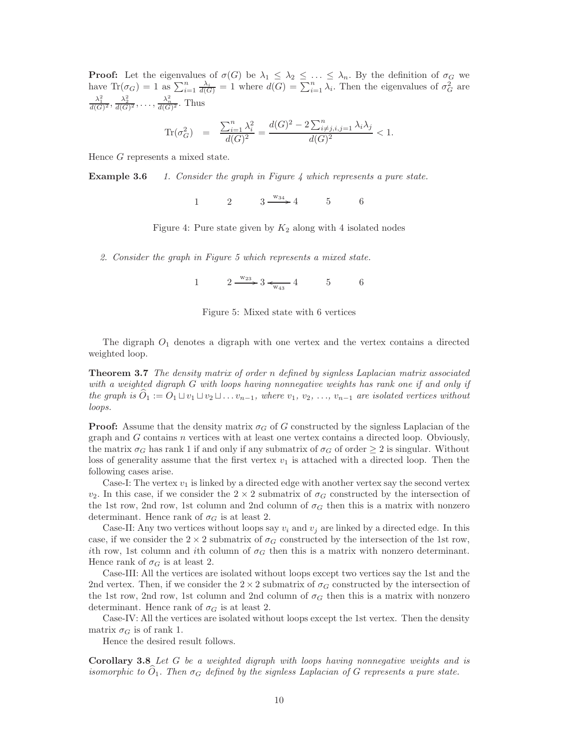**Proof:** Let the eigenvalues of $\sigma(G)$ be $\lambda_1 \leq \lambda_2 \leq \ldots \leq \lambda_n$. By the definition of $\sigma_G$ we have $\mathrm{Tr}(\sigma_G) = 1$ as $\sum_{i=1}^{n} \frac{\lambda_i}{d(G)} = 1$ where $d(G) = \sum_{i=1}^{n} \lambda_i$. Then the eigenvalues of $\sigma_G^2$ are $\frac{\lambda_1^2}{d(G)^2}, \frac{\lambda_2^2}{d(G)^2}, \ldots, \frac{\lambda_n^2}{d(G)^2}$. Thus

$$\mathrm{Tr}(\sigma_G^2) = \frac{\sum_{i=1}^{n} \lambda_i^2}{d(G)^2} = \frac{d(G)^2 - 2\sum_{i \neq j, i,j=1}^{n} \lambda_i \lambda_j}{d(G)^2} < 1.$$

Hence $G$ represents a mixed state.

**Example 3.6** *1. Consider the graph in Figure 4 which represents a pure state.*

$$1 \qquad 2 \qquad 3 \xrightarrow{w_{34}} 4 \qquad 5 \qquad 6$$

Figure 4: Pure state given by $K_2$ along with 4 isolated nodes

*2. Consider the graph in Figure 5 which represents a mixed state.*

$$1 \qquad 2 \xrightarrow{w_{23}} 3 \xleftarrow[w_{43}]{} 4 \qquad 5 \qquad 6$$

Figure 5: Mixed state with 6 vertices

The digraph $O_1$ denotes a digraph with one vertex and the vertex contains a directed weighted loop.

**Theorem 3.7** *The density matrix of order n defined by signless Laplacian matrix associated with a weighted digraph G with loops having nonnegative weights has rank one if and only if the graph is $\widehat{O}_1 := O_1 \sqcup v_1 \sqcup v_2 \sqcup \ldots v_{n-1}$, where $v_1, v_2, \ldots, v_{n-1}$ are isolated vertices without loops.*

**Proof:** Assume that the density matrix $\sigma_G$ of $G$ constructed by the signless Laplacian of the graph and $G$ contains $n$ vertices with at least one vertex contains a directed loop. Obviously, the matrix $\sigma_G$ has rank 1 if and only if any submatrix of $\sigma_G$ of order $\geq 2$ is singular. Without loss of generality assume that the first vertex $v_1$ is attached with a directed loop. Then the following cases arise.

Case-I: The vertex $v_1$ is linked by a directed edge with another vertex say the second vertex $v_2$. In this case, if we consider the $2 \times 2$ submatrix of $\sigma_G$ constructed by the intersection of the 1st row, 2nd row, 1st column and 2nd column of $\sigma_G$ then this is a matrix with nonzero determinant. Hence rank of $\sigma_G$ is at least 2.

Case-II: Any two vertices without loops say $v_i$ and $v_j$ are linked by a directed edge. In this case, if we consider the $2 \times 2$ submatrix of $\sigma_G$ constructed by the intersection of the 1st row, $i$th row, 1st column and $i$th column of $\sigma_G$ then this is a matrix with nonzero determinant. Hence rank of $\sigma_G$ is at least 2.

Case-III: All the vertices are isolated without loops except two vertices say the 1st and the 2nd vertex. Then, if we consider the $2 \times 2$ submatrix of $\sigma_G$ constructed by the intersection of the 1st row, 2nd row, 1st column and 2nd column of $\sigma_G$ then this is a matrix with nonzero determinant. Hence rank of $\sigma_G$ is at least 2.

Case-IV: All the vertices are isolated without loops except the 1st vertex. Then the density matrix $\sigma_G$ is of rank 1.

Hence the desired result follows.

**Corollary 3.8** *Let G be a weighted digraph with loops having nonnegative weights and is isomorphic to $\widehat{O}_1$. Then $\sigma_G$ defined by the signless Laplacian of G represents a pure state.*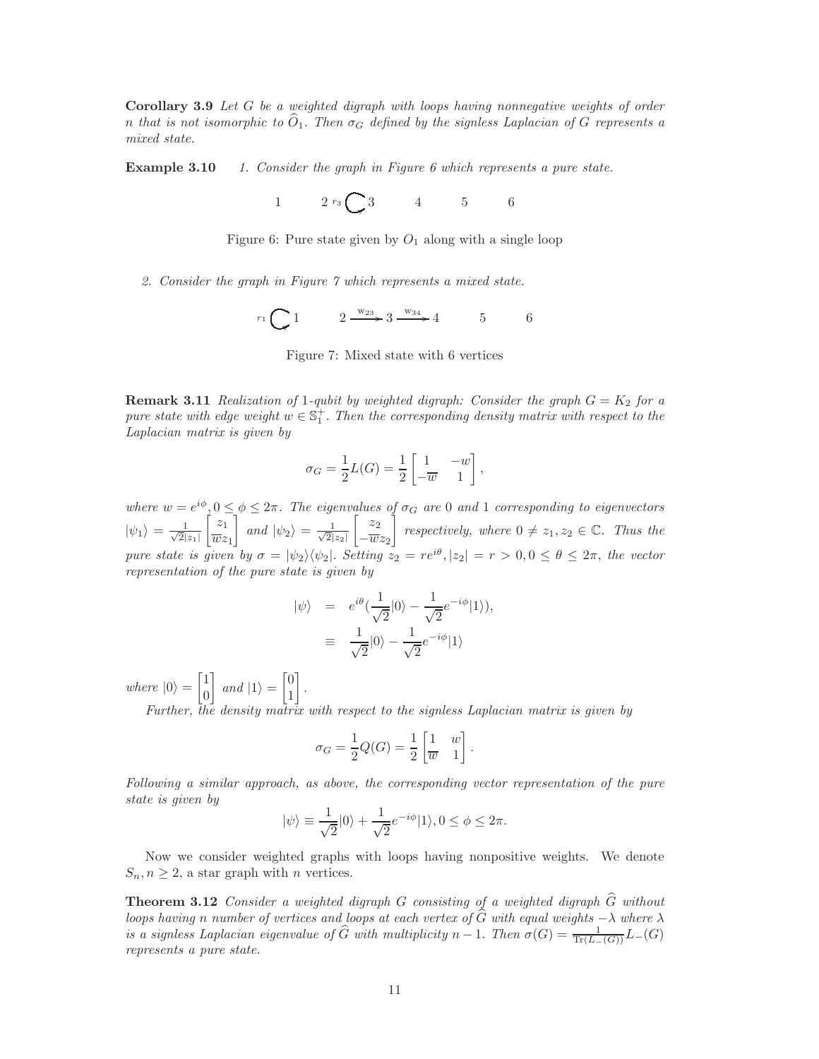**Corollary 3.9** *Let $G$ be a weighted digraph with loops having nonnegative weights of order $n$ that is not isomorphic to $\widehat{O}_1$. Then $\sigma_G$ defined by the signless Laplacian of $G$ represents a mixed state.*

**Example 3.10** *1. Consider the graph in Figure 6 which represents a pure state.*

1     2 $r_3$ ⟲ 3     4     5     6

Figure 6: Pure state given by $O_1$ along with a single loop

*2. Consider the graph in Figure 7 which represents a mixed state.*

$r_1$ ⟲ 1     2 $\xrightarrow{w_{23}}$ 3 $\xrightarrow{w_{34}}$ 4     5     6

Figure 7: Mixed state with 6 vertices

**Remark 3.11** *Realization of 1-qubit by weighted digraph: Consider the graph $G = K_2$ for a pure state with edge weight $w \in \mathbb{S}_1^+$. Then the corresponding density matrix with respect to the Laplacian matrix is given by*

$$\sigma_G = \frac{1}{2}L(G) = \frac{1}{2}\begin{bmatrix} 1 & -w \\ -\overline{w} & 1 \end{bmatrix},$$

*where $w = e^{i\phi}, 0 \leq \phi \leq 2\pi$. The eigenvalues of $\sigma_G$ are 0 and 1 corresponding to eigenvectors $|\psi_1\rangle = \frac{1}{\sqrt{2}|z_1|}\begin{bmatrix} z_1 \\ \overline{w}z_1 \end{bmatrix}$ and $|\psi_2\rangle = \frac{1}{\sqrt{2}|z_2|}\begin{bmatrix} z_2 \\ -\overline{w}z_2 \end{bmatrix}$ respectively, where $0 \neq z_1, z_2 \in \mathbb{C}$. Thus the pure state is given by $\sigma = |\psi_2\rangle\langle\psi_2|$. Setting $z_2 = re^{i\theta}, |z_2| = r > 0, 0 \leq \theta \leq 2\pi$, the vector representation of the pure state is given by*

$$\begin{aligned} |\psi\rangle &= e^{i\theta}\left(\frac{1}{\sqrt{2}}|0\rangle - \frac{1}{\sqrt{2}}e^{-i\phi}|1\rangle\right), \\ &\equiv \frac{1}{\sqrt{2}}|0\rangle - \frac{1}{\sqrt{2}}e^{-i\phi}|1\rangle \end{aligned}$$

*where $|0\rangle = \begin{bmatrix} 1 \\ 0 \end{bmatrix}$ and $|1\rangle = \begin{bmatrix} 0 \\ 1 \end{bmatrix}$.*

*Further, the density matrix with respect to the signless Laplacian matrix is given by*

$$\sigma_G = \frac{1}{2}Q(G) = \frac{1}{2}\begin{bmatrix} 1 & w \\ \overline{w} & 1 \end{bmatrix}.$$

*Following a similar approach, as above, the corresponding vector representation of the pure state is given by*

$$|\psi\rangle \equiv \frac{1}{\sqrt{2}}|0\rangle + \frac{1}{\sqrt{2}}e^{-i\phi}|1\rangle, 0 \leq \phi \leq 2\pi.$$

Now we consider weighted graphs with loops having nonpositive weights. We denote $S_n, n \geq 2$, a star graph with $n$ vertices.

**Theorem 3.12** *Consider a weighted digraph $G$ consisting of a weighted digraph $\widehat{G}$ without loops having $n$ number of vertices and loops at each vertex of $\widehat{G}$ with equal weights $-\lambda$ where $\lambda$ is a signless Laplacian eigenvalue of $\widehat{G}$ with multiplicity $n-1$. Then $\sigma(G) = \frac{1}{\mathrm{Tr}(L_-(G))}L_-(G)$ represents a pure state.*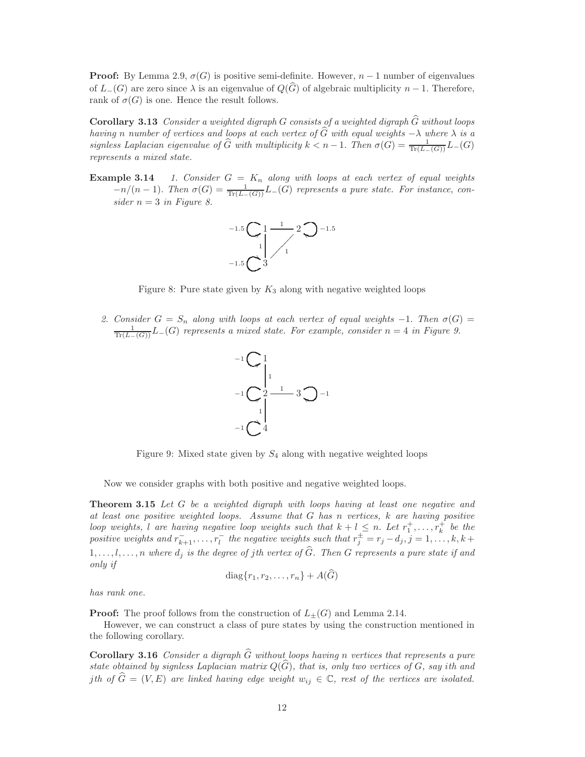**Proof:** By Lemma 2.9, $\sigma(G)$ is positive semi-definite. However, $n-1$ number of eigenvalues of $L_-(G)$ are zero since $\lambda$ is an eigenvalue of $Q(\widehat{G})$ of algebraic multiplicity $n-1$. Therefore, rank of $\sigma(G)$ is one. Hence the result follows.

**Corollary 3.13** *Consider a weighted digraph $G$ consists of a weighted digraph $\widehat{G}$ without loops having $n$ number of vertices and loops at each vertex of $\widehat{G}$ with equal weights $-\lambda$ where $\lambda$ is a signless Laplacian eigenvalue of $\widehat{G}$ with multiplicity $k < n-1$. Then $\sigma(G) = \frac{1}{\mathrm{Tr}(L_-(G))} L_-(G)$ represents a mixed state.*

**Example 3.14** *1. Consider $G = K_n$ along with loops at each vertex of equal weights $-n/(n-1)$. Then $\sigma(G) = \frac{1}{\mathrm{Tr}(L_-(G))} L_-(G)$ represents a pure state. For instance, consider $n = 3$ in Figure 8.*

Figure 8: Pure state given by $K_3$ along with negative weighted loops

*2. Consider $G = S_n$ along with loops at each vertex of equal weights $-1$. Then $\sigma(G) = \frac{1}{\mathrm{Tr}(L_-(G))} L_-(G)$ represents a mixed state. For example, consider $n = 4$ in Figure 9.*

Figure 9: Mixed state given by $S_4$ along with negative weighted loops

Now we consider graphs with both positive and negative weighted loops.

**Theorem 3.15** *Let $G$ be a weighted digraph with loops having at least one negative and at least one positive weighted loops. Assume that $G$ has $n$ vertices, $k$ are having positive loop weights, $l$ are having negative loop weights such that $k + l \leq n$. Let $r_1^+, \ldots, r_k^+$ be the positive weights and $r_{k+1}^-, \ldots, r_l^-$ the negative weights such that $r_j^{\pm} = r_j - d_j, j = 1, \ldots, k, k+1, \ldots, l, \ldots, n$ where $d_j$ is the degree of $j$th vertex of $\widehat{G}$. Then $G$ represents a pure state if and only if*

$$\mathrm{diag}\{r_1, r_2, \ldots, r_n\} + A(\widehat{G})$$

*has rank one.*

**Proof:** The proof follows from the construction of $L_{\pm}(G)$ and Lemma 2.14.

However, we can construct a class of pure states by using the construction mentioned in the following corollary.

**Corollary 3.16** *Consider a digraph $\widehat{G}$ without loops having $n$ vertices that represents a pure state obtained by signless Laplacian matrix $Q(\widehat{G})$, that is, only two vertices of $G$, say $i$th and $j$th of $\widehat{G} = (V, E)$ are linked having edge weight $w_{ij} \in \mathbb{C}$, rest of the vertices are isolated.*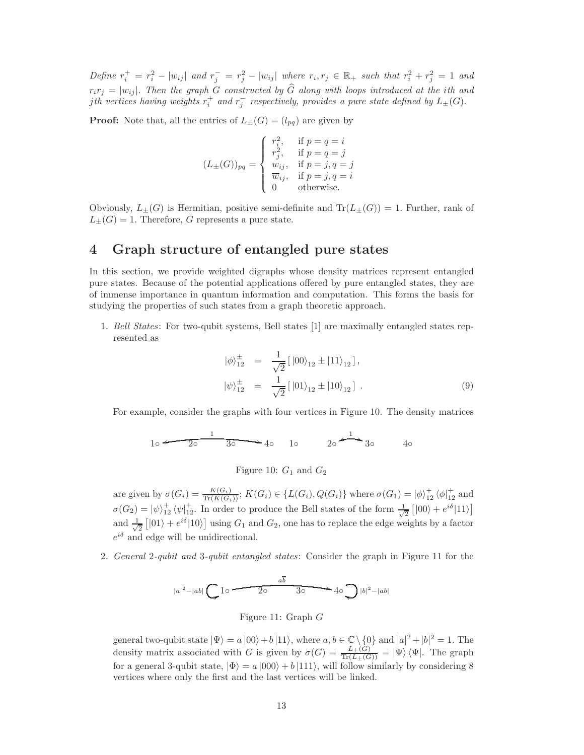*Define $r_i^+ = r_i^2 - |w_{ij}|$ and $r_j^- = r_j^2 - |w_{ij}|$ where $r_i, r_j \in \mathbb{R}_+$ such that $r_i^2 + r_j^2 = 1$ and $r_i r_j = |w_{ij}|$. Then the graph $G$ constructed by $\widehat{G}$ along with loops introduced at the ith and jth vertices having weights $r_i^+$ and $r_j^-$ respectively, provides a pure state defined by $L_\pm(G)$.*

**Proof:** Note that, all the entries of $L_\pm(G) = (l_{pq})$ are given by

$$(L_\pm(G))_{pq} = \begin{cases} r_i^2, & \text{if } p = q = i \\ r_j^2, & \text{if } p = q = j \\ w_{ij}, & \text{if } p = j, q = j \\ \overline{w}_{ij}, & \text{if } p = j, q = i \\ 0 & \text{otherwise.} \end{cases}$$

Obviously, $L_\pm(G)$ is Hermitian, positive semi-definite and $\mathrm{Tr}(L_\pm(G)) = 1$. Further, rank of $L_\pm(G) = 1$. Therefore, $G$ represents a pure state.

## 4 Graph structure of entangled pure states

In this section, we provide weighted digraphs whose density matrices represent entangled pure states. Because of the potential applications offered by pure entangled states, they are of immense importance in quantum information and computation. This forms the basis for studying the properties of such states from a graph theoretic approach.

1. *Bell States*: For two-qubit systems, Bell states [1] are maximally entangled states represented as

$$\begin{aligned} |\phi\rangle_{12}^{\pm} &= \frac{1}{\sqrt{2}}\left[\,|00\rangle_{12} \pm |11\rangle_{12}\,\right], \\ |\psi\rangle_{12}^{\pm} &= \frac{1}{\sqrt{2}}\left[\,|01\rangle_{12} \pm |10\rangle_{12}\,\right]\ . \end{aligned} \tag{9}$$

For example, consider the graphs with four vertices in Figure 10. The density matrices

Figure 10: $G_1$ and $G_2$

are given by $\sigma(G_i) = \frac{K(G_i)}{\mathrm{Tr}(K(G_i))}$; $K(G_i) \in \{L(G_i), Q(G_i)\}$ where $\sigma(G_1) = |\phi\rangle_{12}^{+}\langle\phi|_{12}^{+}$ and $\sigma(G_2) = |\psi\rangle_{12}^{+}\langle\psi|_{12}^{+}$. In order to produce the Bell states of the form $\frac{1}{\sqrt{2}}\left[|00\rangle + e^{i\delta}|11\rangle\right]$ and $\frac{1}{\sqrt{2}}\left[|01\rangle + e^{i\delta}|10\rangle\right]$ using $G_1$ and $G_2$, one has to replace the edge weights by a factor $e^{i\delta}$ and edge will be unidirectional.

2. *General 2-qubit and 3-qubit entangled states*: Consider the graph in Figure 11 for the

Figure 11: Graph $G$

general two-qubit state $|\Psi\rangle = a\,|00\rangle + b\,|11\rangle$, where $a, b \in \mathbb{C} \setminus \{0\}$ and $|a|^2 + |b|^2 = 1$. The density matrix associated with $G$ is given by $\sigma(G) = \frac{L_\pm(G)}{\mathrm{Tr}(L_\pm(G))} = |\Psi\rangle\langle\Psi|$. The graph for a general 3-qubit state, $|\Phi\rangle = a\,|000\rangle + b\,|111\rangle$, will follow similarly by considering 8 vertices where only the first and the last vertices will be linked.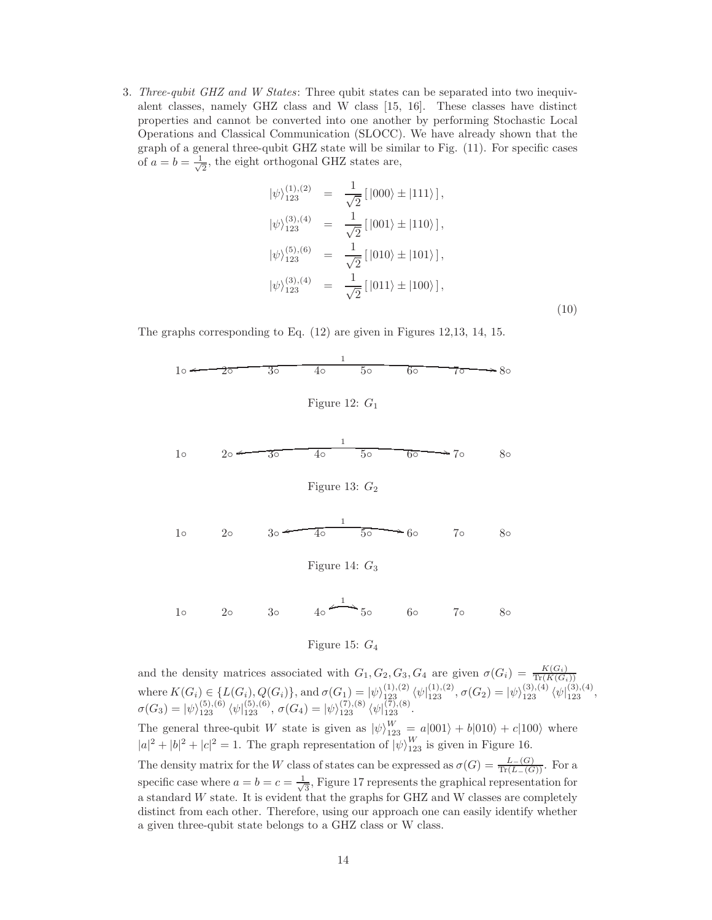3. *Three-qubit GHZ and W States*: Three qubit states can be separated into two inequivalent classes, namely GHZ class and W class [15, 16]. These classes have distinct properties and cannot be converted into one another by performing Stochastic Local Operations and Classical Communication (SLOCC). We have already shown that the graph of a general three-qubit GHZ state will be similar to Fig. (11). For specific cases of $a = b = \frac{1}{\sqrt{2}}$, the eight orthogonal GHZ states are,

$$
\begin{aligned}
|\psi\rangle_{123}^{(1),(2)} &= \frac{1}{\sqrt{2}}\left[\,|000\rangle \pm |111\rangle\,\right], \\
|\psi\rangle_{123}^{(3),(4)} &= \frac{1}{\sqrt{2}}\left[\,|001\rangle \pm |110\rangle\,\right], \\
|\psi\rangle_{123}^{(5),(6)} &= \frac{1}{\sqrt{2}}\left[\,|010\rangle \pm |101\rangle\,\right], \\
|\psi\rangle_{123}^{(3),(4)} &= \frac{1}{\sqrt{2}}\left[\,|011\rangle \pm |100\rangle\,\right],
\end{aligned}
\tag{10}
$$

The graphs corresponding to Eq. (12) are given in Figures 12,13, 14, 15.

Figure 12: $G_1$

Figure 13: $G_2$

Figure 14: $G_3$

Figure 15: $G_4$

and the density matrices associated with $G_1, G_2, G_3, G_4$ are given $\sigma(G_i) = \frac{K(G_i)}{\mathrm{Tr}(K(G_i))}$ where $K(G_i) \in \{L(G_i), Q(G_i)\}$, and $\sigma(G_1) = |\psi\rangle_{123}^{(1),(2)} \langle\psi|_{123}^{(1),(2)}$, $\sigma(G_2) = |\psi\rangle_{123}^{(3),(4)} \langle\psi|_{123}^{(3),(4)}$, $\sigma(G_3) = |\psi\rangle_{123}^{(5),(6)} \langle\psi|_{123}^{(5),(6)}$, $\sigma(G_4) = |\psi\rangle_{123}^{(7),(8)} \langle\psi|_{123}^{(7),(8)}$.

The general three-qubit $W$ state is given as $|\psi\rangle_{123}^{W} = a|001\rangle + b|010\rangle + c|100\rangle$ where $|a|^2 + |b|^2 + |c|^2 = 1$. The graph representation of $|\psi\rangle_{123}^{W}$ is given in Figure 16.

The density matrix for the $W$ class of states can be expressed as $\sigma(G) = \frac{L_{-}(G)}{\mathrm{Tr}(L_{-}(G))}$. For a specific case where $a = b = c = \frac{1}{\sqrt{3}}$, Figure 17 represents the graphical representation for a standard $W$ state. It is evident that the graphs for GHZ and W classes are completely distinct from each other. Therefore, using our approach one can easily identify whether a given three-qubit state belongs to a GHZ class or W class.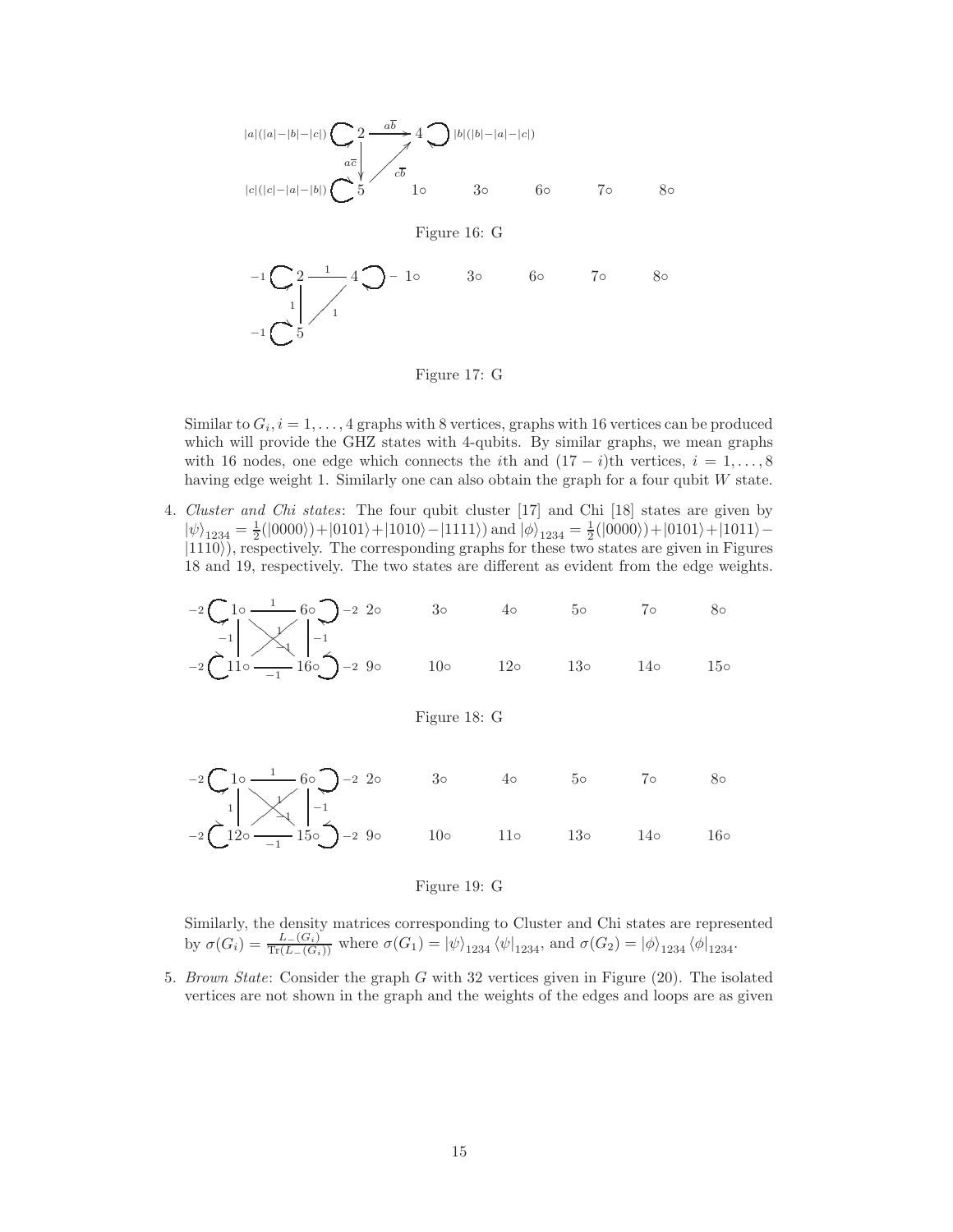Figure 16: G

Figure 17: G

Similar to $G_i, i = 1, \ldots, 4$ graphs with 8 vertices, graphs with 16 vertices can be produced which will provide the GHZ states with 4-qubits. By similar graphs, we mean graphs with 16 nodes, one edge which connects the $i$th and $(17-i)$th vertices, $i = 1, \ldots, 8$ having edge weight 1. Similarly one can also obtain the graph for a four qubit $W$ state.

4. *Cluster and Chi states*: The four qubit cluster [17] and Chi [18] states are given by $|\psi\rangle_{1234} = \frac{1}{2}(|0000\rangle) + |0101\rangle + |1010\rangle - |1111\rangle)$ and $|\phi\rangle_{1234} = \frac{1}{2}(|0000\rangle) + |0101\rangle + |1011\rangle - |1110\rangle)$, respectively. The corresponding graphs for these two states are given in Figures 18 and 19, respectively. The two states are different as evident from the edge weights.

Figure 18: G

Figure 19: G

Similarly, the density matrices corresponding to Cluster and Chi states are represented by $\sigma(G_i) = \frac{L_-(G_i)}{\mathrm{Tr}(L_-(G_i))}$ where $\sigma(G_1) = |\psi\rangle_{1234}\langle\psi|_{1234}$, and $\sigma(G_2) = |\phi\rangle_{1234}\langle\phi|_{1234}$.

5. *Brown State*: Consider the graph $G$ with 32 vertices given in Figure (20). The isolated vertices are not shown in the graph and the weights of the edges and loops are as given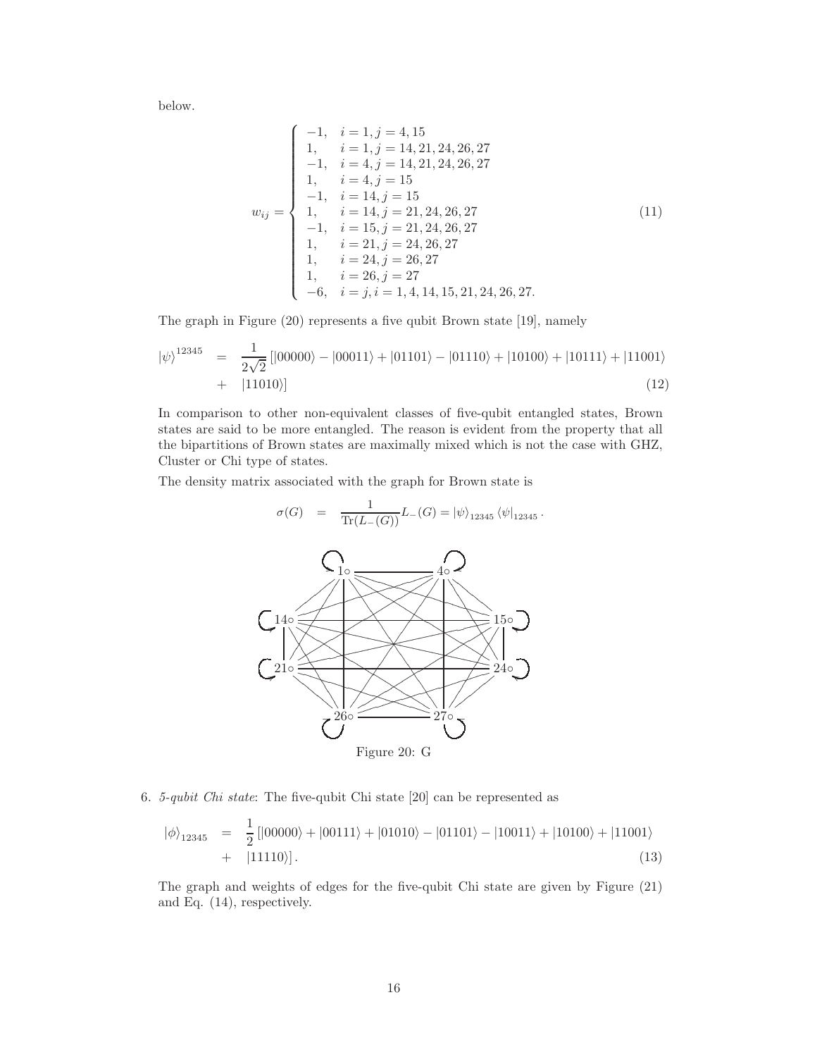below.

$$
w_{ij} = \begin{cases} -1, & i = 1, j = 4, 15 \\ 1, & i = 1, j = 14, 21, 24, 26, 27 \\ -1, & i = 4, j = 14, 21, 24, 26, 27 \\ 1, & i = 4, j = 15 \\ -1, & i = 14, j = 15 \\ 1, & i = 14, j = 21, 24, 26, 27 \\ -1, & i = 15, j = 21, 24, 26, 27 \\ 1, & i = 21, j = 24, 26, 27 \\ 1, & i = 24, j = 26, 27 \\ 1, & i = 26, j = 27 \\ -6, & i = j, i = 1, 4, 14, 15, 21, 24, 26, 27. \end{cases} \tag{11}
$$

The graph in Figure (20) represents a five qubit Brown state [19], namely

$$
\begin{aligned}
|\psi\rangle^{12345} &= \frac{1}{2\sqrt{2}} [|00000\rangle - |00011\rangle + |01101\rangle - |01110\rangle + |10100\rangle + |10111\rangle + |11001\rangle \\
&+ |11010\rangle]
\end{aligned} \tag{12}
$$

In comparison to other non-equivalent classes of five-qubit entangled states, Brown states are said to be more entangled. The reason is evident from the property that all the bipartitions of Brown states are maximally mixed which is not the case with GHZ, Cluster or Chi type of states.

The density matrix associated with the graph for Brown state is

$$
\sigma(G) = \frac{1}{\mathrm{Tr}(L_{-}(G))} L_{-}(G) = |\psi\rangle_{12345} \langle\psi|_{12345}.
$$

Figure 20: G

6. *5-qubit Chi state*: The five-qubit Chi state [20] can be represented as

$$
\begin{aligned}
|\phi\rangle_{12345} &= \frac{1}{2} [|00000\rangle + |00111\rangle + |01010\rangle - |01101\rangle - |10011\rangle + |10100\rangle + |11001\rangle \\
&+ |11110\rangle].
\end{aligned} \tag{13}
$$

The graph and weights of edges for the five-qubit Chi state are given by Figure (21) and Eq. (14), respectively.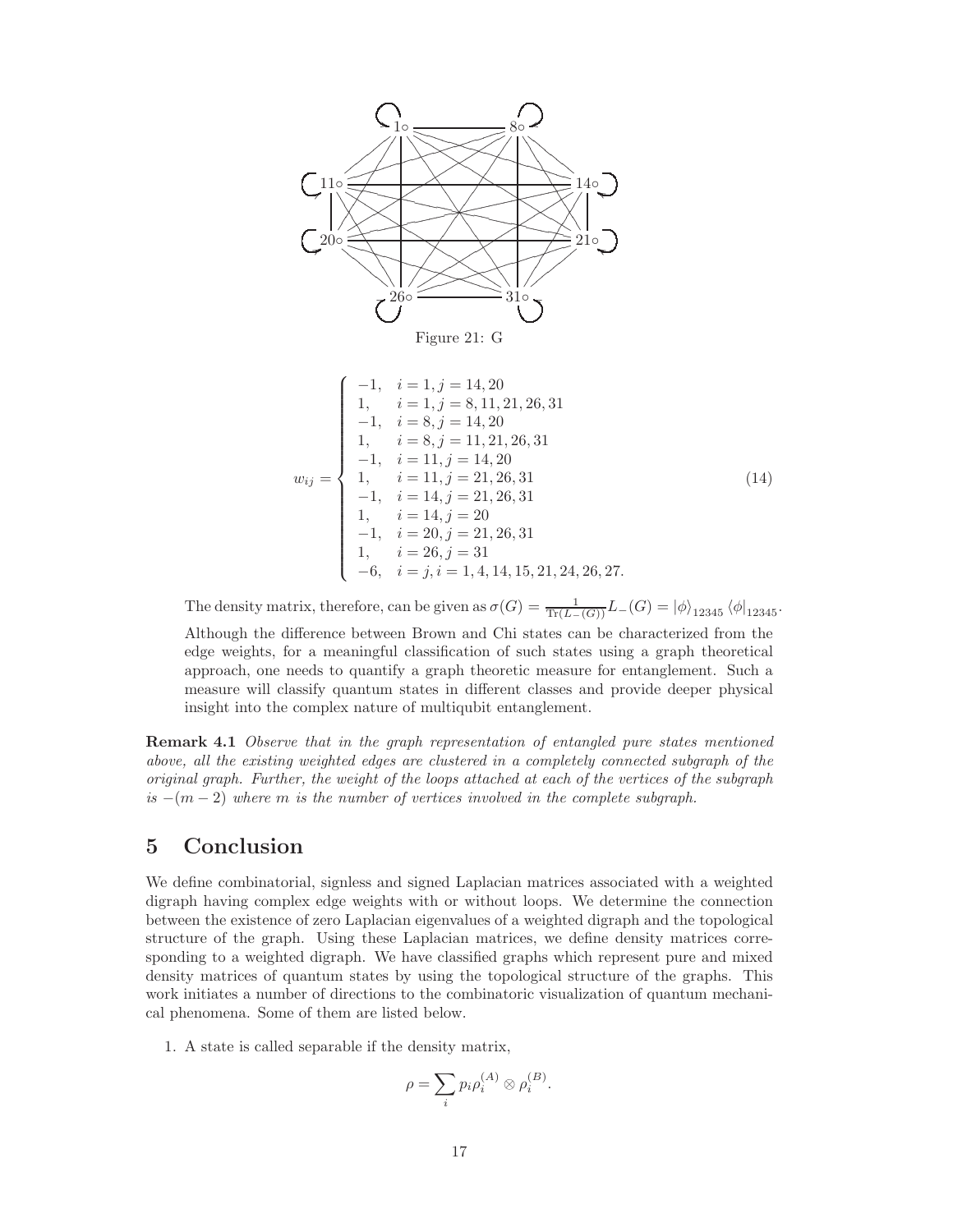Figure 21: G

$$
w_{ij} = \begin{cases} -1, & i = 1, j = 14, 20 \\ 1, & i = 1, j = 8, 11, 21, 26, 31 \\ -1, & i = 8, j = 14, 20 \\ 1, & i = 8, j = 11, 21, 26, 31 \\ -1, & i = 11, j = 14, 20 \\ 1, & i = 11, j = 21, 26, 31 \\ -1, & i = 14, j = 21, 26, 31 \\ 1, & i = 14, j = 20 \\ -1, & i = 20, j = 21, 26, 31 \\ 1, & i = 26, j = 31 \\ -6, & i = j, i = 1, 4, 14, 15, 21, 24, 26, 27. \end{cases} \tag{14}
$$

The density matrix, therefore, can be given as $\sigma(G) = \frac{1}{\mathrm{Tr}(L_{-}(G))} L_{-}(G) = |\phi\rangle_{12345} \langle\phi|_{12345}$.

Although the difference between Brown and Chi states can be characterized from the edge weights, for a meaningful classification of such states using a graph theoretical approach, one needs to quantify a graph theoretic measure for entanglement. Such a measure will classify quantum states in different classes and provide deeper physical insight into the complex nature of multiqubit entanglement.

**Remark 4.1** *Observe that in the graph representation of entangled pure states mentioned above, all the existing weighted edges are clustered in a completely connected subgraph of the original graph. Further, the weight of the loops attached at each of the vertices of the subgraph is $-(m-2)$ where $m$ is the number of vertices involved in the complete subgraph.*

# 5 Conclusion

We define combinatorial, signless and signed Laplacian matrices associated with a weighted digraph having complex edge weights with or without loops. We determine the connection between the existence of zero Laplacian eigenvalues of a weighted digraph and the topological structure of the graph. Using these Laplacian matrices, we define density matrices corresponding to a weighted digraph. We have classified graphs which represent pure and mixed density matrices of quantum states by using the topological structure of the graphs. This work initiates a number of directions to the combinatoric visualization of quantum mechanical phenomena. Some of them are listed below.

1. A state is called separable if the density matrix,

$$
\rho = \sum_i p_i \rho_i^{(A)} \otimes \rho_i^{(B)}.
$$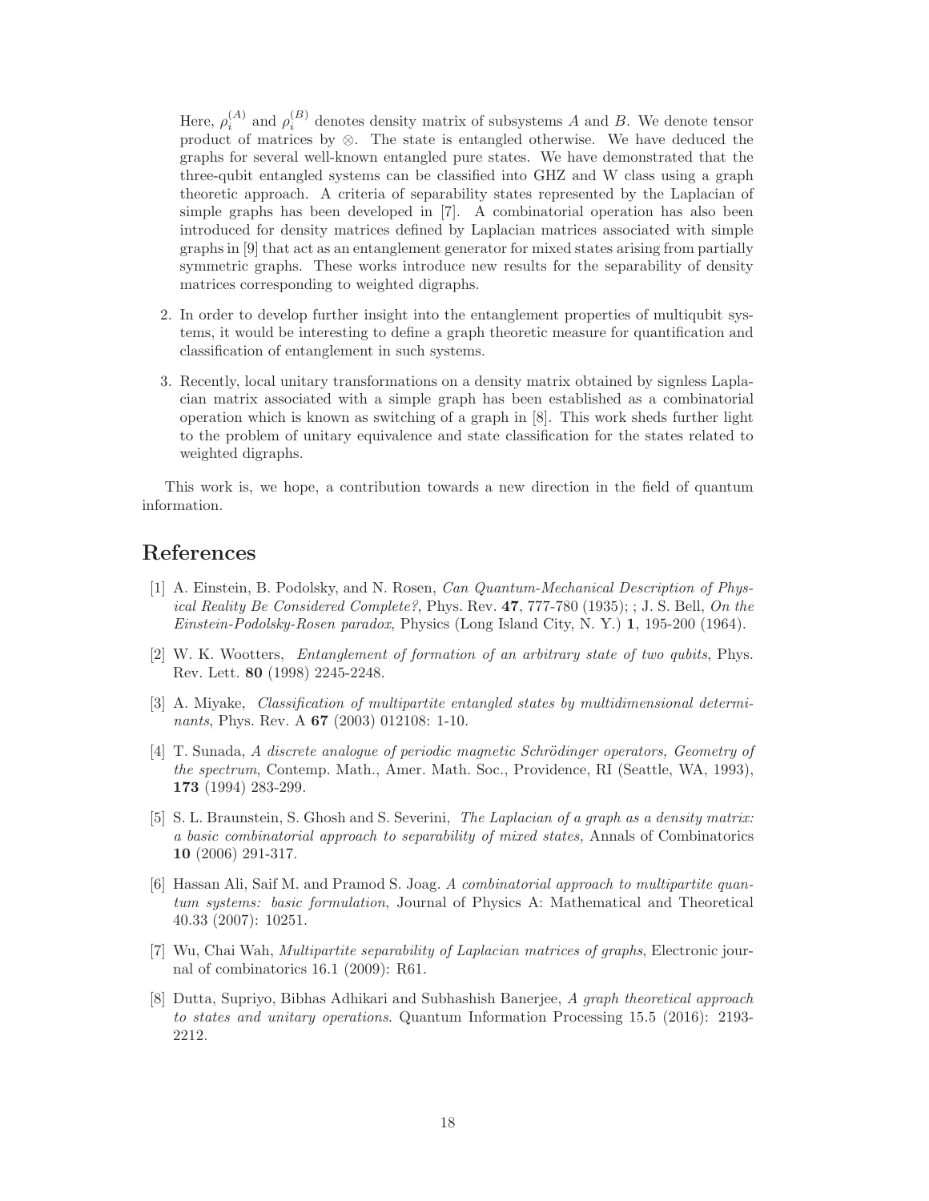Here, $\rho_i^{(A)}$ and $\rho_i^{(B)}$ denotes density matrix of subsystems $A$ and $B$. We denote tensor product of matrices by $\otimes$. The state is entangled otherwise. We have deduced the graphs for several well-known entangled pure states. We have demonstrated that the three-qubit entangled systems can be classified into GHZ and W class using a graph theoretic approach. A criteria of separability states represented by the Laplacian of simple graphs has been developed in [7]. A combinatorial operation has also been introduced for density matrices defined by Laplacian matrices associated with simple graphs in [9] that act as an entanglement generator for mixed states arising from partially symmetric graphs. These works introduce new results for the separability of density matrices corresponding to weighted digraphs.

2. In order to develop further insight into the entanglement properties of multiqubit systems, it would be interesting to define a graph theoretic measure for quantification and classification of entanglement in such systems.

3. Recently, local unitary transformations on a density matrix obtained by signless Laplacian matrix associated with a simple graph has been established as a combinatorial operation which is known as switching of a graph in [8]. This work sheds further light to the problem of unitary equivalence and state classification for the states related to weighted digraphs.

This work is, we hope, a contribution towards a new direction in the field of quantum information.

## References

[1] A. Einstein, B. Podolsky, and N. Rosen, *Can Quantum-Mechanical Description of Physical Reality Be Considered Complete?*, Phys. Rev. **47**, 777-780 (1935); ; J. S. Bell, *On the Einstein-Podolsky-Rosen paradox*, Physics (Long Island City, N. Y.) **1**, 195-200 (1964).

[2] W. K. Wootters, *Entanglement of formation of an arbitrary state of two qubits*, Phys. Rev. Lett. **80** (1998) 2245-2248.

[3] A. Miyake, *Classification of multipartite entangled states by multidimensional determinants*, Phys. Rev. A **67** (2003) 012108: 1-10.

[4] T. Sunada, *A discrete analogue of periodic magnetic Schrödinger operators, Geometry of the spectrum*, Contemp. Math., Amer. Math. Soc., Providence, RI (Seattle, WA, 1993), **173** (1994) 283-299.

[5] S. L. Braunstein, S. Ghosh and S. Severini, *The Laplacian of a graph as a density matrix: a basic combinatorial approach to separability of mixed states,* Annals of Combinatorics **10** (2006) 291-317.

[6] Hassan Ali, Saif M. and Pramod S. Joag. *A combinatorial approach to multipartite quantum systems: basic formulation*, Journal of Physics A: Mathematical and Theoretical 40.33 (2007): 10251.

[7] Wu, Chai Wah, *Multipartite separability of Laplacian matrices of graphs*, Electronic journal of combinatorics 16.1 (2009): R61.

[8] Dutta, Supriyo, Bibhas Adhikari and Subhashish Banerjee, *A graph theoretical approach to states and unitary operations*. Quantum Information Processing 15.5 (2016): 2193-2212.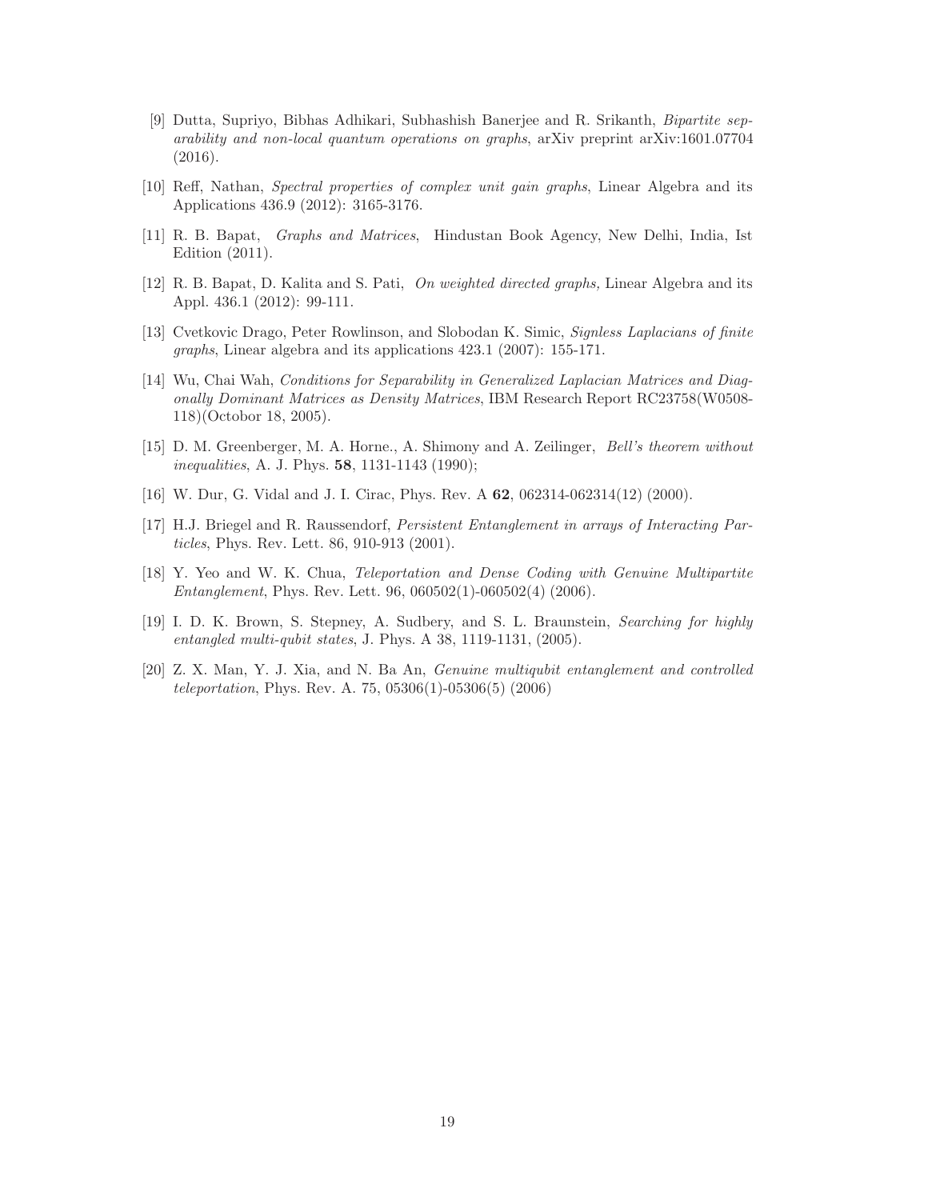[9] Dutta, Supriyo, Bibhas Adhikari, Subhashish Banerjee and R. Srikanth, *Bipartite separability and non-local quantum operations on graphs*, arXiv preprint arXiv:1601.07704 (2016).

[10] Reff, Nathan, *Spectral properties of complex unit gain graphs*, Linear Algebra and its Applications 436.9 (2012): 3165-3176.

[11] R. B. Bapat, *Graphs and Matrices*, Hindustan Book Agency, New Delhi, India, Ist Edition (2011).

[12] R. B. Bapat, D. Kalita and S. Pati, *On weighted directed graphs,* Linear Algebra and its Appl. 436.1 (2012): 99-111.

[13] Cvetkovic Drago, Peter Rowlinson, and Slobodan K. Simic, *Signless Laplacians of finite graphs*, Linear algebra and its applications 423.1 (2007): 155-171.

[14] Wu, Chai Wah, *Conditions for Separability in Generalized Laplacian Matrices and Diagonally Dominant Matrices as Density Matrices*, IBM Research Report RC23758(W0508-118)(Octobor 18, 2005).

[15] D. M. Greenberger, M. A. Horne., A. Shimony and A. Zeilinger, *Bell's theorem without inequalities*, A. J. Phys. **58**, 1131-1143 (1990);

[16] W. Dur, G. Vidal and J. I. Cirac, Phys. Rev. A **62**, 062314-062314(12) (2000).

[17] H.J. Briegel and R. Raussendorf, *Persistent Entanglement in arrays of Interacting Particles*, Phys. Rev. Lett. 86, 910-913 (2001).

[18] Y. Yeo and W. K. Chua, *Teleportation and Dense Coding with Genuine Multipartite Entanglement*, Phys. Rev. Lett. 96, 060502(1)-060502(4) (2006).

[19] I. D. K. Brown, S. Stepney, A. Sudbery, and S. L. Braunstein, *Searching for highly entangled multi-qubit states*, J. Phys. A 38, 1119-1131, (2005).

[20] Z. X. Man, Y. J. Xia, and N. Ba An, *Genuine multiqubit entanglement and controlled teleportation*, Phys. Rev. A. 75, 05306(1)-05306(5) (2006)